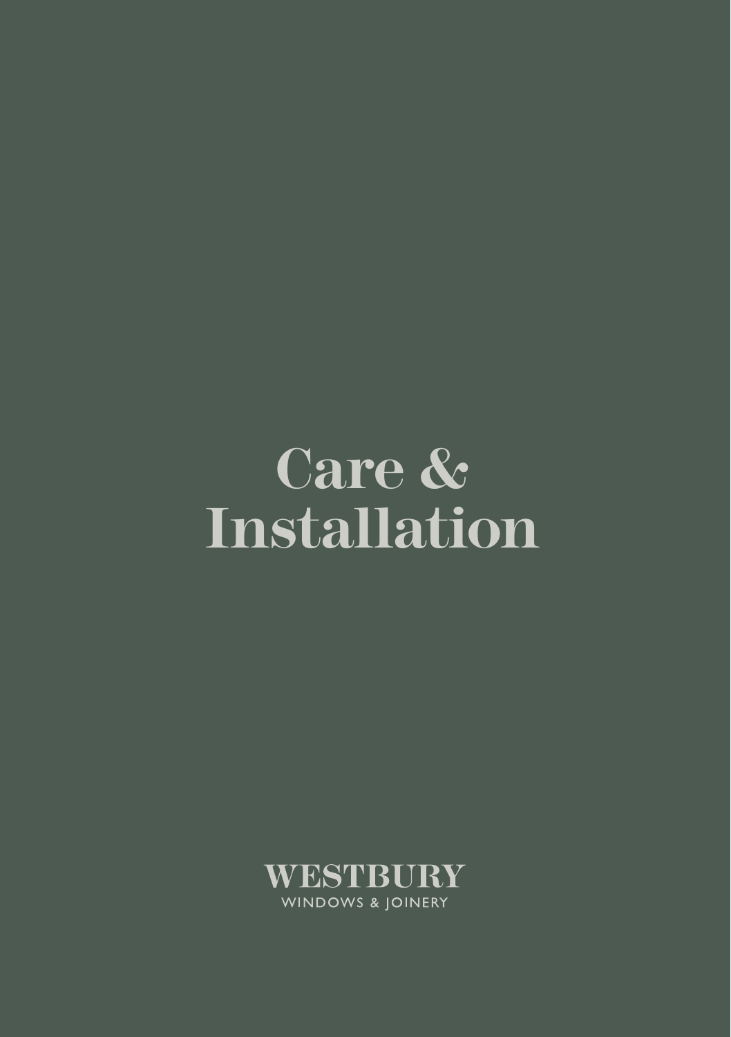# Care & Installation

WESTBURY

WINDOWS & JOINERY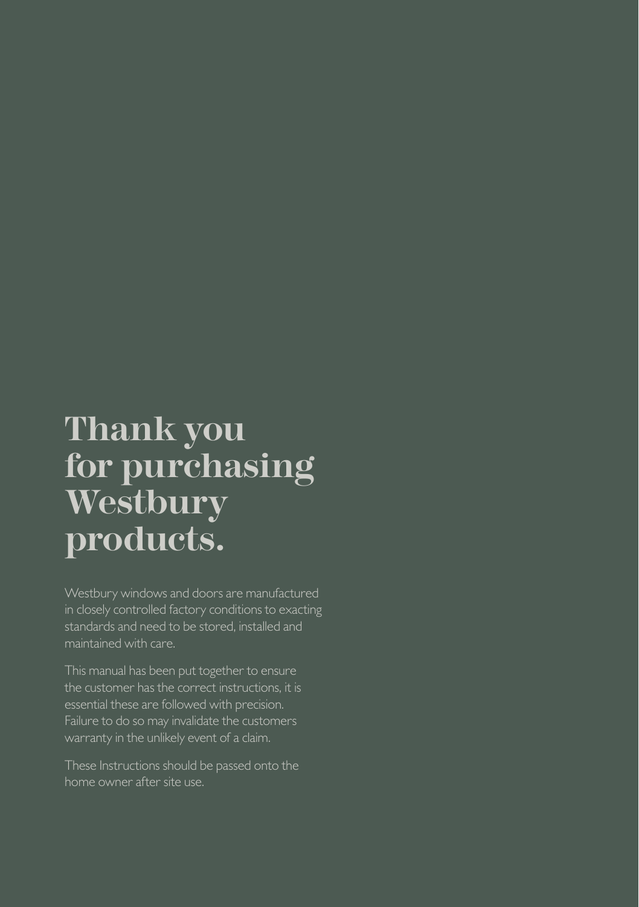# Thank you for purchasing Westbury products.

Westbury windows and doors are manufactured in closely controlled factory conditions to exacting standards and need to be stored, installed and maintained with care.

This manual has been put together to ensure the customer has the correct instructions, it is essential these are followed with precision. Failure to do so may invalidate the customers warranty in the unlikely event of a claim.

These Instructions should be passed onto the home owner after site use.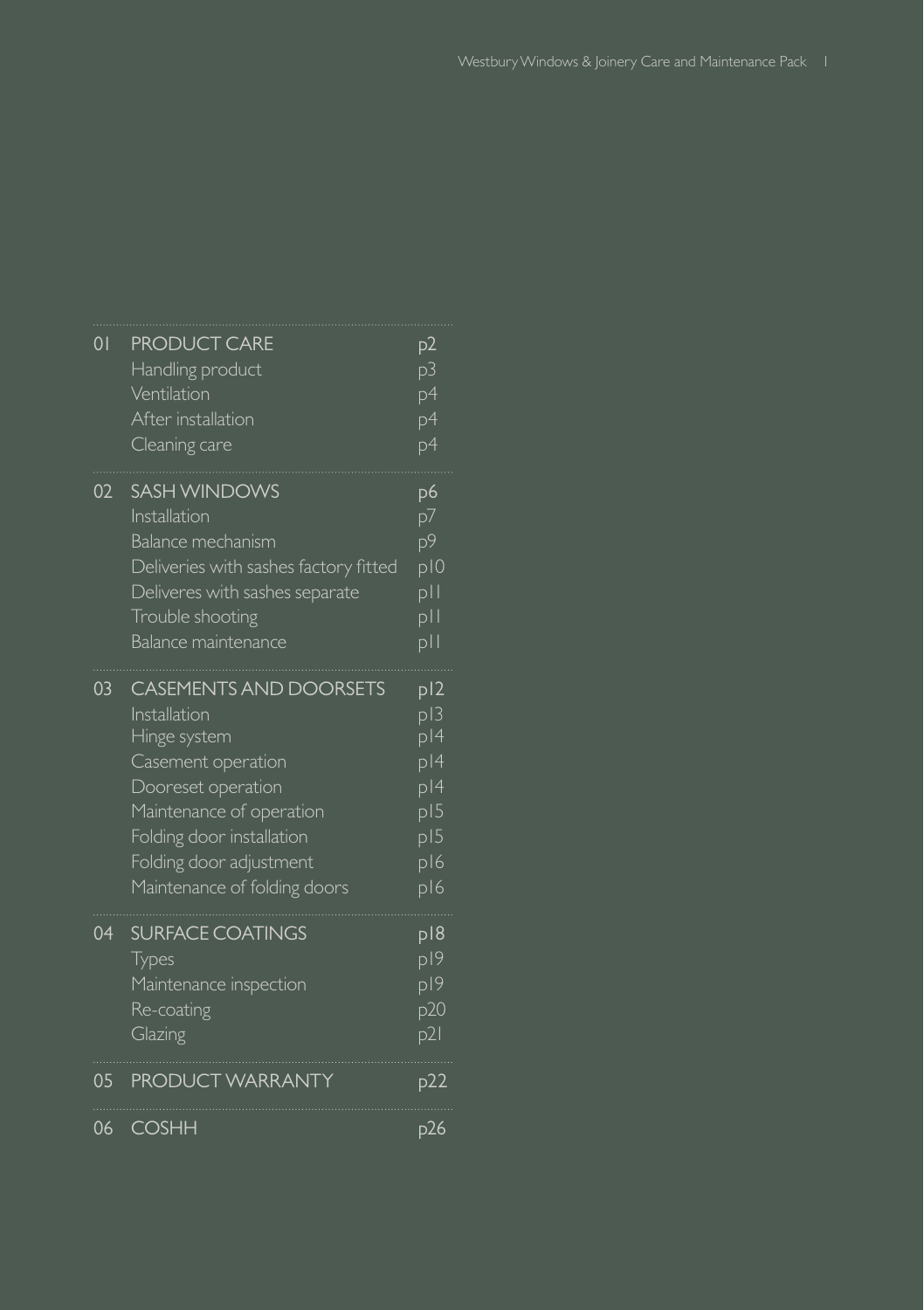| | | |
|---|---|---|
| 01 | PRODUCT CARE | p2 |
| | Handling product | p3 |
| | Ventilation | p4 |
| | After installation | p4 |
| | Cleaning care | p4 |
| 02 | SASH WINDOWS | p6 |
| | Installation | p7 |
| | Balance mechanism | p9 |
| | Deliveries with sashes factory fitted | p10 |
| | Deliveres with sashes separate | p11 |
| | Trouble shooting | p11 |
| | Balance maintenance | p11 |
| 03 | CASEMENTS AND DOORSETS | p12 |
| | Installation | p13 |
| | Hinge system | p14 |
| | Casement operation | p14 |
| | Dooreset operation | p14 |
| | Maintenance of operation | p15 |
| | Folding door installation | p15 |
| | Folding door adjustment | p16 |
| | Maintenance of folding doors | p16 |
| 04 | SURFACE COATINGS | p18 |
| | Types | p19 |
| | Maintenance inspection | p19 |
| | Re-coating | p20 |
| | Glazing | p21 |
| 05 | PRODUCT WARRANTY | p22 |
| 06 | COSHH | p26 |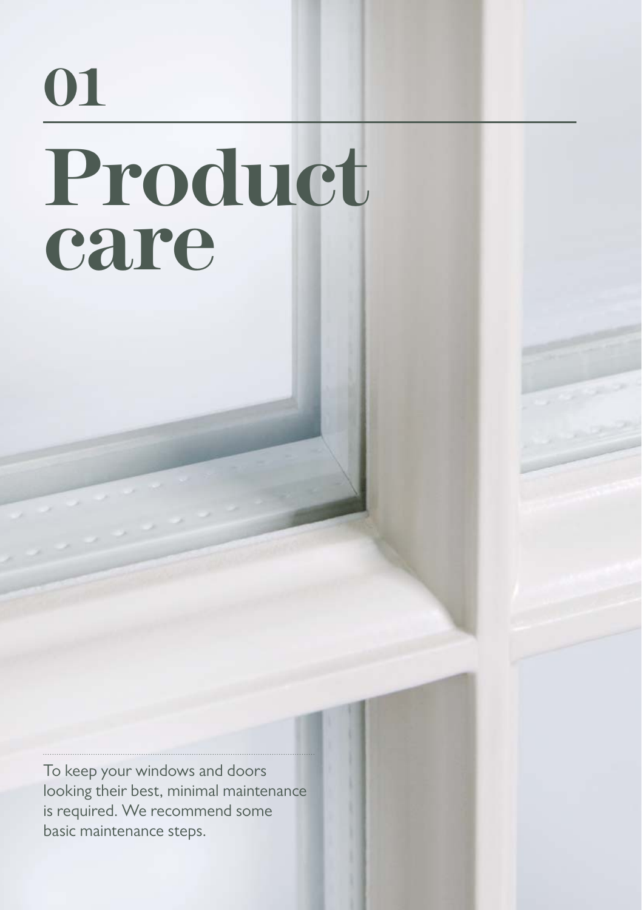01

# Product care

To keep your windows and doors looking their best, minimal maintenance is required. We recommend some basic maintenance steps.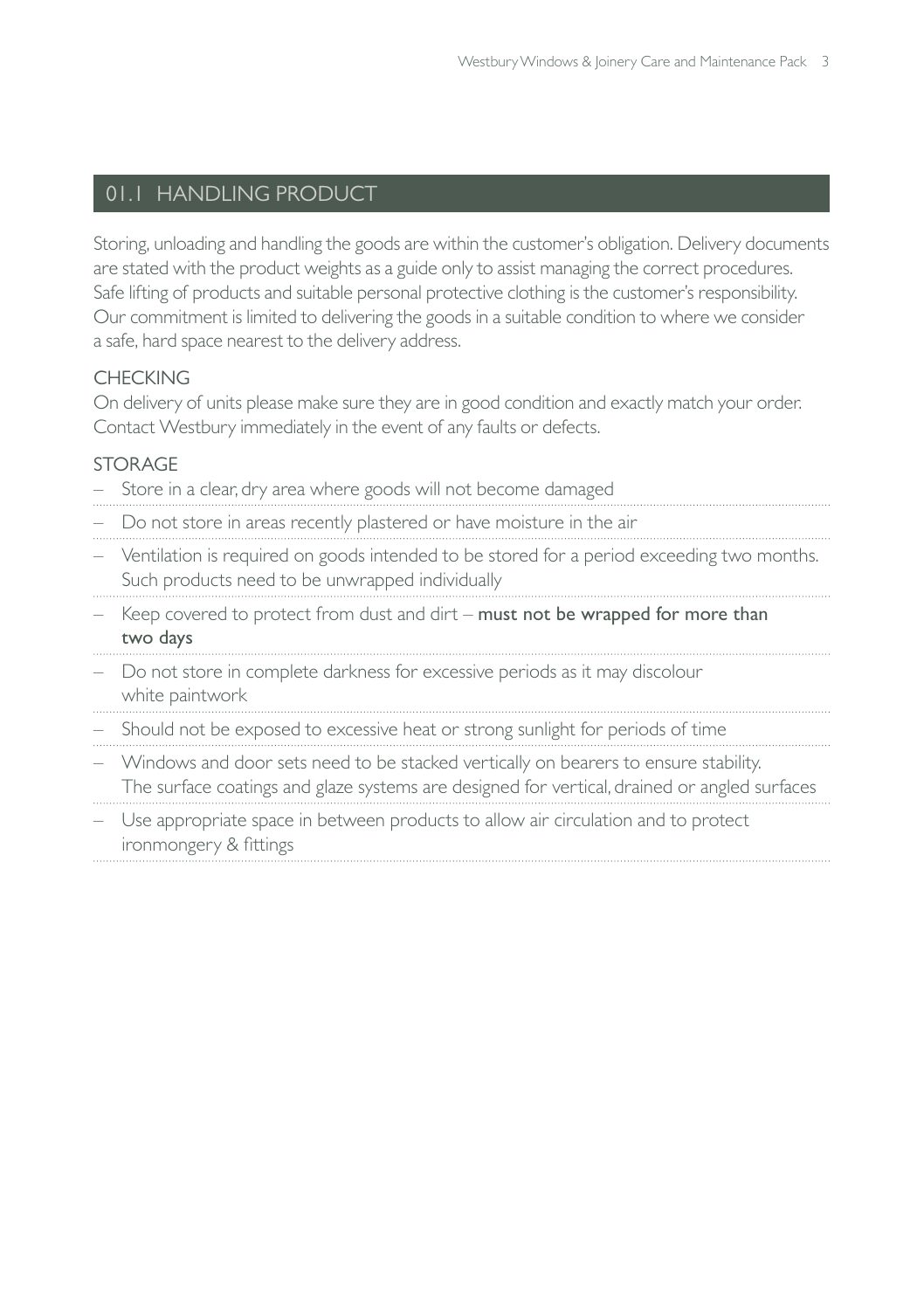## 01.1 HANDLING PRODUCT

Storing, unloading and handling the goods are within the customer's obligation. Delivery documents are stated with the product weights as a guide only to assist managing the correct procedures. Safe lifting of products and suitable personal protective clothing is the customer's responsibility. Our commitment is limited to delivering the goods in a suitable condition to where we consider a safe, hard space nearest to the delivery address.

### CHECKING

On delivery of units please make sure they are in good condition and exactly match your order. Contact Westbury immediately in the event of any faults or defects.

### STORAGE

- Store in a clear, dry area where goods will not become damaged
- Do not store in areas recently plastered or have moisture in the air
- Ventilation is required on goods intended to be stored for a period exceeding two months. Such products need to be unwrapped individually
- Keep covered to protect from dust and dirt – **must not be wrapped for more than two days**
- Do not store in complete darkness for excessive periods as it may discolour white paintwork
- Should not be exposed to excessive heat or strong sunlight for periods of time
- Windows and door sets need to be stacked vertically on bearers to ensure stability. The surface coatings and glaze systems are designed for vertical, drained or angled surfaces
- Use appropriate space in between products to allow air circulation and to protect ironmongery & fittings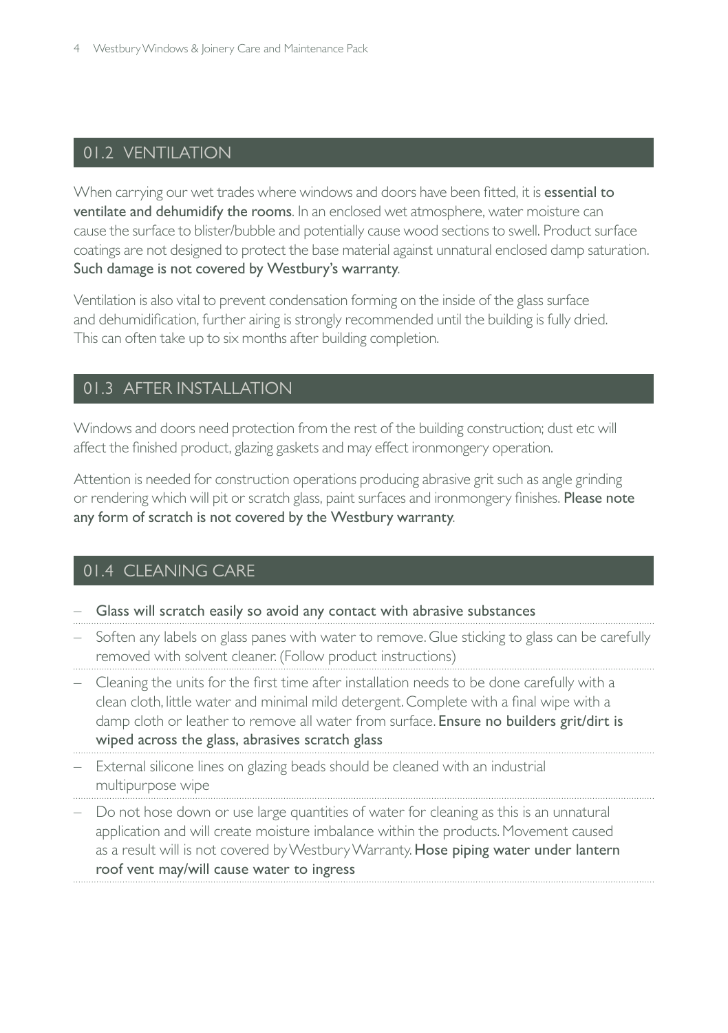## 01.2 VENTILATION

When carrying our wet trades where windows and doors have been fitted, it is **essential to ventilate and dehumidify the rooms**. In an enclosed wet atmosphere, water moisture can cause the surface to blister/bubble and potentially cause wood sections to swell. Product surface coatings are not designed to protect the base material against unnatural enclosed damp saturation. **Such damage is not covered by Westbury's warranty**.

Ventilation is also vital to prevent condensation forming on the inside of the glass surface and dehumidification, further airing is strongly recommended until the building is fully dried. This can often take up to six months after building completion.

## 01.3 AFTER INSTALLATION

Windows and doors need protection from the rest of the building construction; dust etc will affect the finished product, glazing gaskets and may effect ironmongery operation.

Attention is needed for construction operations producing abrasive grit such as angle grinding or rendering which will pit or scratch glass, paint surfaces and ironmongery finishes. **Please note any form of scratch is not covered by the Westbury warranty**.

## 01.4 CLEANING CARE

- **Glass will scratch easily so avoid any contact with abrasive substances**
- Soften any labels on glass panes with water to remove. Glue sticking to glass can be carefully removed with solvent cleaner. (Follow product instructions)
- Cleaning the units for the first time after installation needs to be done carefully with a clean cloth, little water and minimal mild detergent. Complete with a final wipe with a damp cloth or leather to remove all water from surface. **Ensure no builders grit/dirt is wiped across the glass, abrasives scratch glass**
- External silicone lines on glazing beads should be cleaned with an industrial multipurpose wipe
- Do not hose down or use large quantities of water for cleaning as this is an unnatural application and will create moisture imbalance within the products. Movement caused as a result will is not covered by Westbury Warranty. **Hose piping water under lantern roof vent may/will cause water to ingress**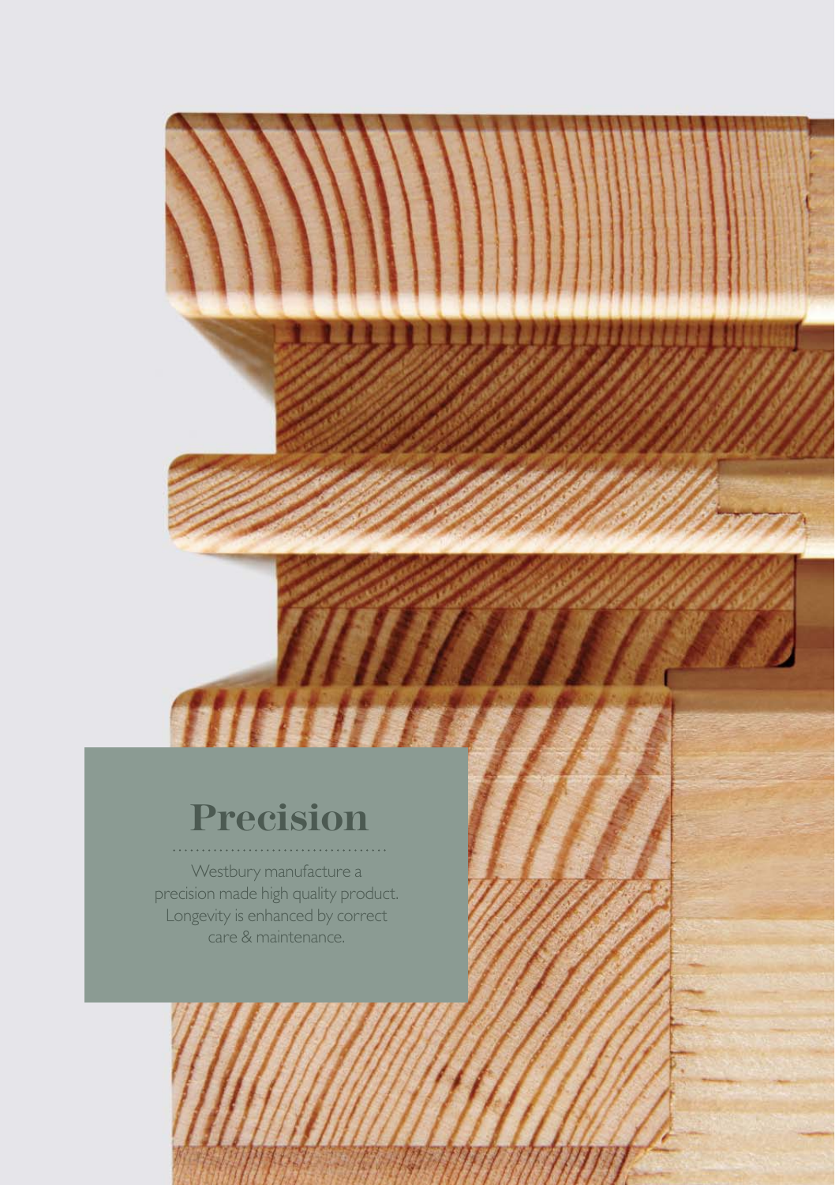# Precision

Westbury manufacture a precision made high quality product. Longevity is enhanced by correct care & maintenance.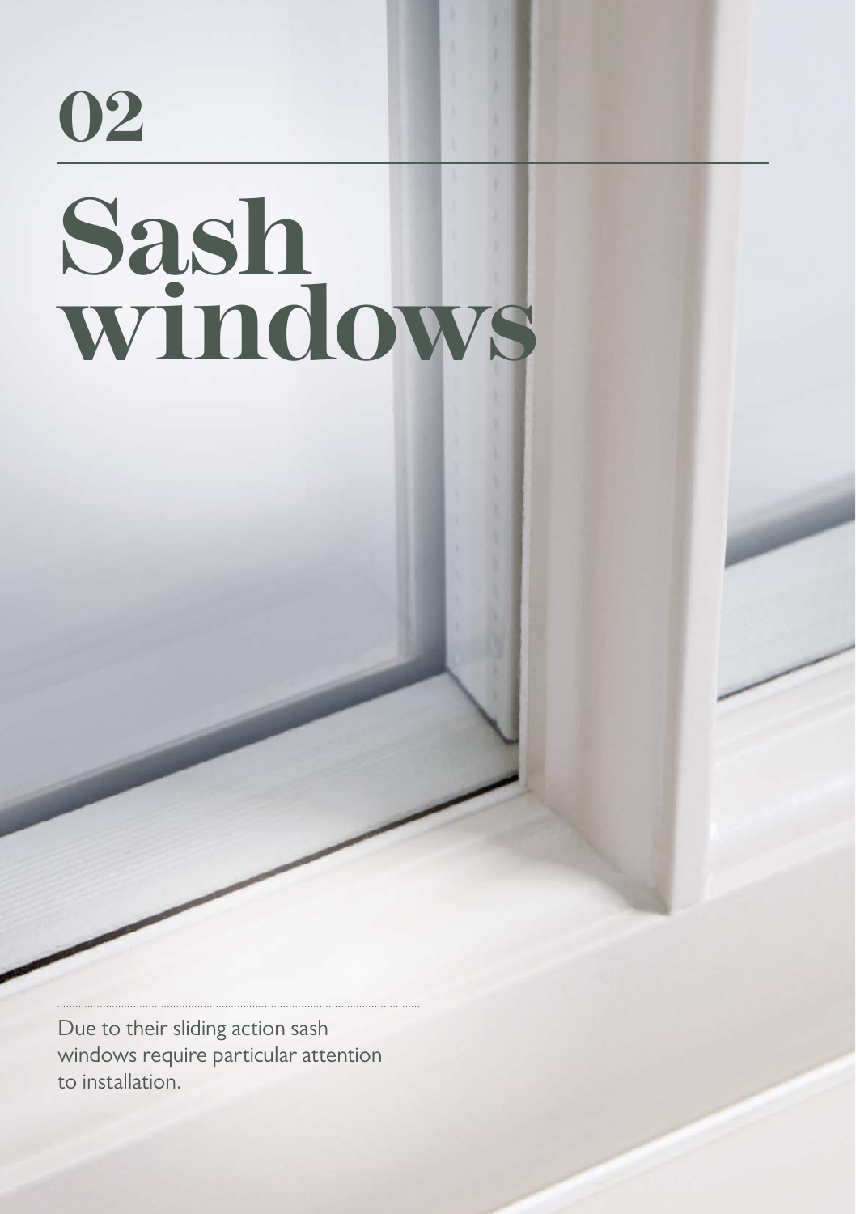02

# Sash windows

Due to their sliding action sash windows require particular attention to installation.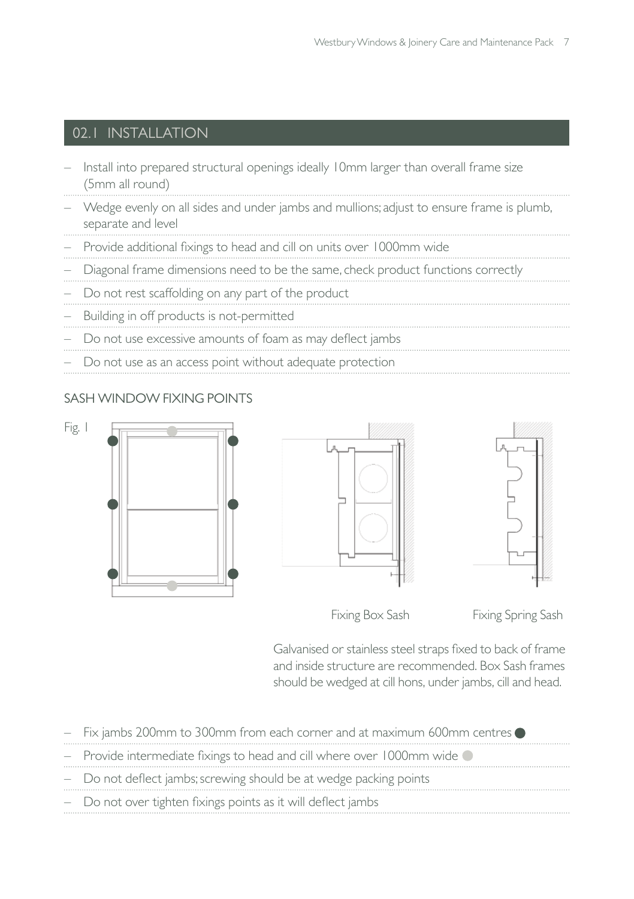## 02.1 INSTALLATION

- Install into prepared structural openings ideally 10mm larger than overall frame size (5mm all round)
- Wedge evenly on all sides and under jambs and mullions; adjust to ensure frame is plumb, separate and level
- Provide additional fixings to head and cill on units over 1000mm wide
- Diagonal frame dimensions need to be the same, check product functions correctly
- Do not rest scaffolding on any part of the product
- Building in off products is not-permitted
- Do not use excessive amounts of foam as may deflect jambs
- Do not use as an access point without adequate protection

### SASH WINDOW FIXING POINTS

Fig. 1

Fixing Box Sash

Fixing Spring Sash

Galvanised or stainless steel straps fixed to back of frame and inside structure are recommended. Box Sash frames should be wedged at cill hons, under jambs, cill and head.

- Fix jambs 200mm to 300mm from each corner and at maximum 600mm centres ●
- Provide intermediate fixings to head and cill where over 1000mm wide ●
- Do not deflect jambs; screwing should be at wedge packing points
- Do not over tighten fixings points as it will deflect jambs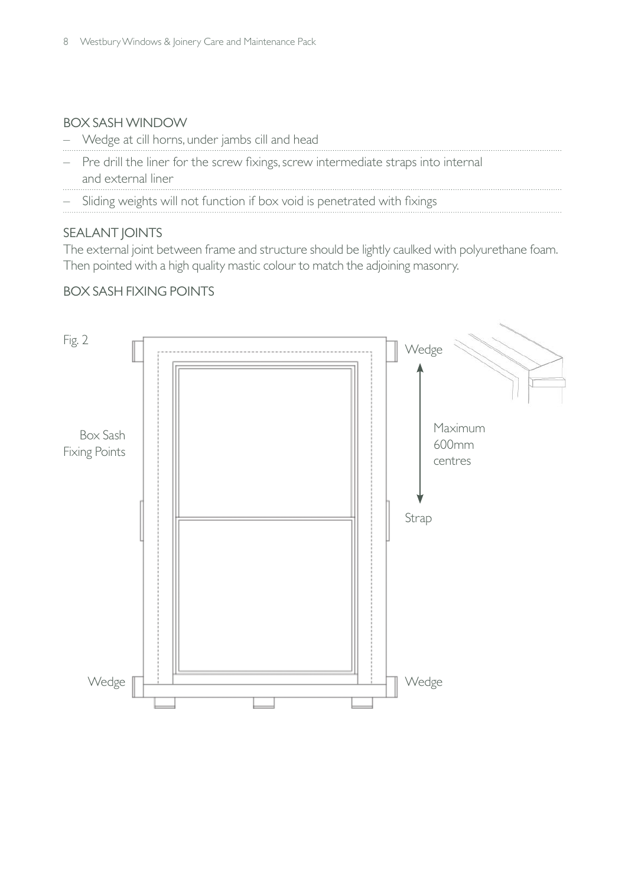## BOX SASH WINDOW

- Wedge at cill horns, under jambs cill and head
- Pre drill the liner for the screw fixings, screw intermediate straps into internal and external liner
- Sliding weights will not function if box void is penetrated with fixings

## SEALANT JOINTS

The external joint between frame and structure should be lightly caulked with polyurethane foam. Then pointed with a high quality mastic colour to match the adjoining masonry.

## BOX SASH FIXING POINTS

Fig. 2

Box Sash Fixing Points

Wedge

Maximum 600mm centres

Strap

Wedge

Wedge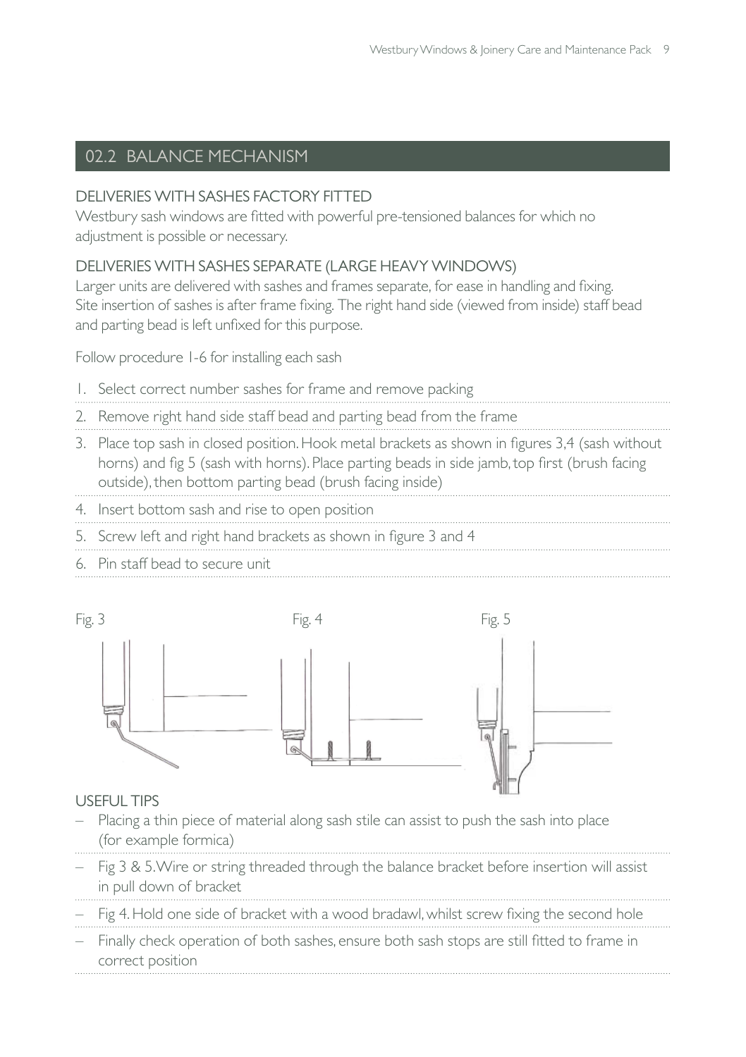## 02.2 BALANCE MECHANISM

### DELIVERIES WITH SASHES FACTORY FITTED

Westbury sash windows are fitted with powerful pre-tensioned balances for which no adjustment is possible or necessary.

### DELIVERIES WITH SASHES SEPARATE (LARGE HEAVY WINDOWS)

Larger units are delivered with sashes and frames separate, for ease in handling and fixing. Site insertion of sashes is after frame fixing. The right hand side (viewed from inside) staff bead and parting bead is left unfixed for this purpose.

Follow procedure 1-6 for installing each sash

1. Select correct number sashes for frame and remove packing
2. Remove right hand side staff bead and parting bead from the frame
3. Place top sash in closed position. Hook metal brackets as shown in figures 3,4 (sash without horns) and fig 5 (sash with horns). Place parting beads in side jamb, top first (brush facing outside), then bottom parting bead (brush facing inside)
4. Insert bottom sash and rise to open position
5. Screw left and right hand brackets as shown in figure 3 and 4
6. Pin staff bead to secure unit

Fig. 3 Fig. 4 Fig. 5

### USEFUL TIPS

- Placing a thin piece of material along sash stile can assist to push the sash into place (for example formica)
- Fig 3 & 5. Wire or string threaded through the balance bracket before insertion will assist in pull down of bracket
- Fig 4. Hold one side of bracket with a wood bradawl, whilst screw fixing the second hole
- Finally check operation of both sashes, ensure both sash stops are still fitted to frame in correct position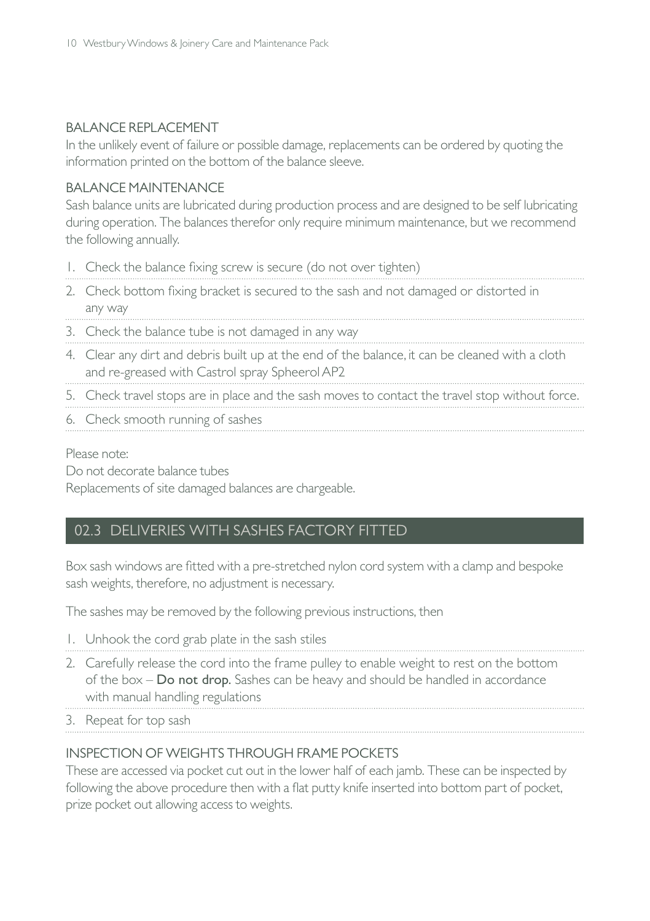### BALANCE REPLACEMENT

In the unlikely event of failure or possible damage, replacements can be ordered by quoting the information printed on the bottom of the balance sleeve.

### BALANCE MAINTENANCE

Sash balance units are lubricated during production process and are designed to be self lubricating during operation. The balances therefor only require minimum maintenance, but we recommend the following annually.

1. Check the balance fixing screw is secure (do not over tighten)
2. Check bottom fixing bracket is secured to the sash and not damaged or distorted in any way
3. Check the balance tube is not damaged in any way
4. Clear any dirt and debris built up at the end of the balance, it can be cleaned with a cloth and re-greased with Castrol spray Spheerol AP2
5. Check travel stops are in place and the sash moves to contact the travel stop without force.
6. Check smooth running of sashes

Please note:

Do not decorate balance tubes

Replacements of site damaged balances are chargeable.

## 02.3 DELIVERIES WITH SASHES FACTORY FITTED

Box sash windows are fitted with a pre-stretched nylon cord system with a clamp and bespoke sash weights, therefore, no adjustment is necessary.

The sashes may be removed by the following previous instructions, then

1. Unhook the cord grab plate in the sash stiles
2. Carefully release the cord into the frame pulley to enable weight to rest on the bottom of the box – **Do not drop.** Sashes can be heavy and should be handled in accordance with manual handling regulations
3. Repeat for top sash

### INSPECTION OF WEIGHTS THROUGH FRAME POCKETS

These are accessed via pocket cut out in the lower half of each jamb. These can be inspected by following the above procedure then with a flat putty knife inserted into bottom part of pocket, prize pocket out allowing access to weights.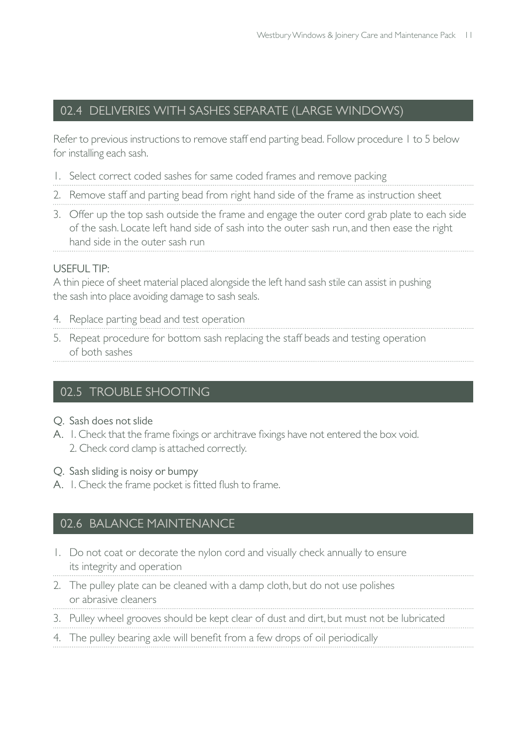## 02.4 DELIVERIES WITH SASHES SEPARATE (LARGE WINDOWS)

Refer to previous instructions to remove staff end parting bead. Follow procedure 1 to 5 below for installing each sash.

1. Select correct coded sashes for same coded frames and remove packing
2. Remove staff and parting bead from right hand side of the frame as instruction sheet
3. Offer up the top sash outside the frame and engage the outer cord grab plate to each side of the sash. Locate left hand side of sash into the outer sash run, and then ease the right hand side in the outer sash run

USEFUL TIP:
A thin piece of sheet material placed alongside the left hand sash stile can assist in pushing the sash into place avoiding damage to sash seals.

4. Replace parting bead and test operation
5. Repeat procedure for bottom sash replacing the staff beads and testing operation of both sashes

## 02.5 TROUBLE SHOOTING

Q. Sash does not slide
A. 1. Check that the frame fixings or architrave fixings have not entered the box void.
   2. Check cord clamp is attached correctly.

Q. Sash sliding is noisy or bumpy
A. 1. Check the frame pocket is fitted flush to frame.

## 02.6 BALANCE MAINTENANCE

1. Do not coat or decorate the nylon cord and visually check annually to ensure its integrity and operation
2. The pulley plate can be cleaned with a damp cloth, but do not use polishes or abrasive cleaners
3. Pulley wheel grooves should be kept clear of dust and dirt, but must not be lubricated
4. The pulley bearing axle will benefit from a few drops of oil periodically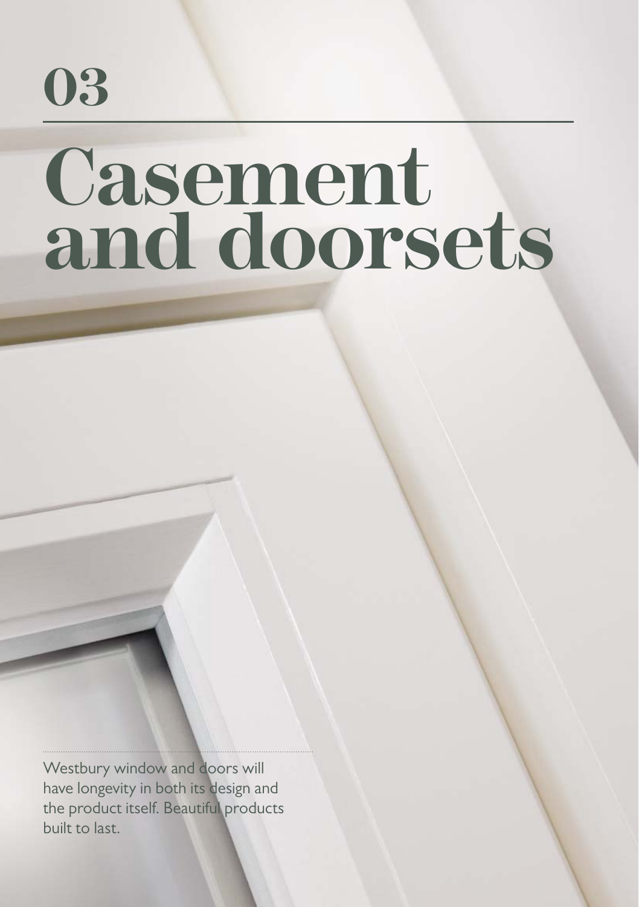# 03

# Casement and doorsets

Westbury window and doors will have longevity in both its design and the product itself. Beautiful products built to last.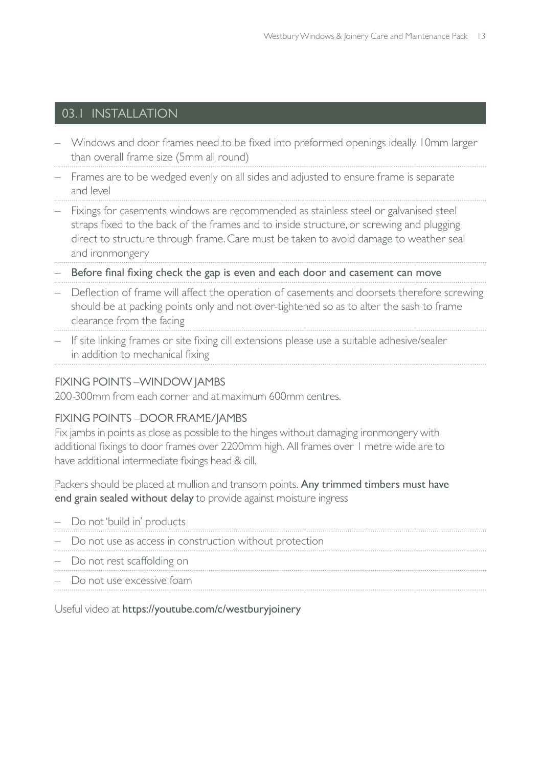## 03.1 INSTALLATION

- Windows and door frames need to be fixed into preformed openings ideally 10mm larger than overall frame size (5mm all round)
- Frames are to be wedged evenly on all sides and adjusted to ensure frame is separate and level
- Fixings for casements windows are recommended as stainless steel or galvanised steel straps fixed to the back of the frames and to inside structure, or screwing and plugging direct to structure through frame. Care must be taken to avoid damage to weather seal and ironmongery
- **Before final fixing check the gap is even and each door and casement can move**
- Deflection of frame will affect the operation of casements and doorsets therefore screwing should be at packing points only and not over-tightened so as to alter the sash to frame clearance from the facing
- If site linking frames or site fixing cill extensions please use a suitable adhesive/sealer in addition to mechanical fixing

### FIXING POINTS – WINDOW JAMBS

200-300mm from each corner and at maximum 600mm centres.

### FIXING POINTS – DOOR FRAME/JAMBS

Fix jambs in points as close as possible to the hinges without damaging ironmongery with additional fixings to door frames over 2200mm high. All frames over 1 metre wide are to have additional intermediate fixings head & cill.

Packers should be placed at mullion and transom points. **Any trimmed timbers must have end grain sealed without delay** to provide against moisture ingress

- Do not 'build in' products
- Do not use as access in construction without protection
- Do not rest scaffolding on
- Do not use excessive foam

Useful video at **https://youtube.com/c/westburyjoinery**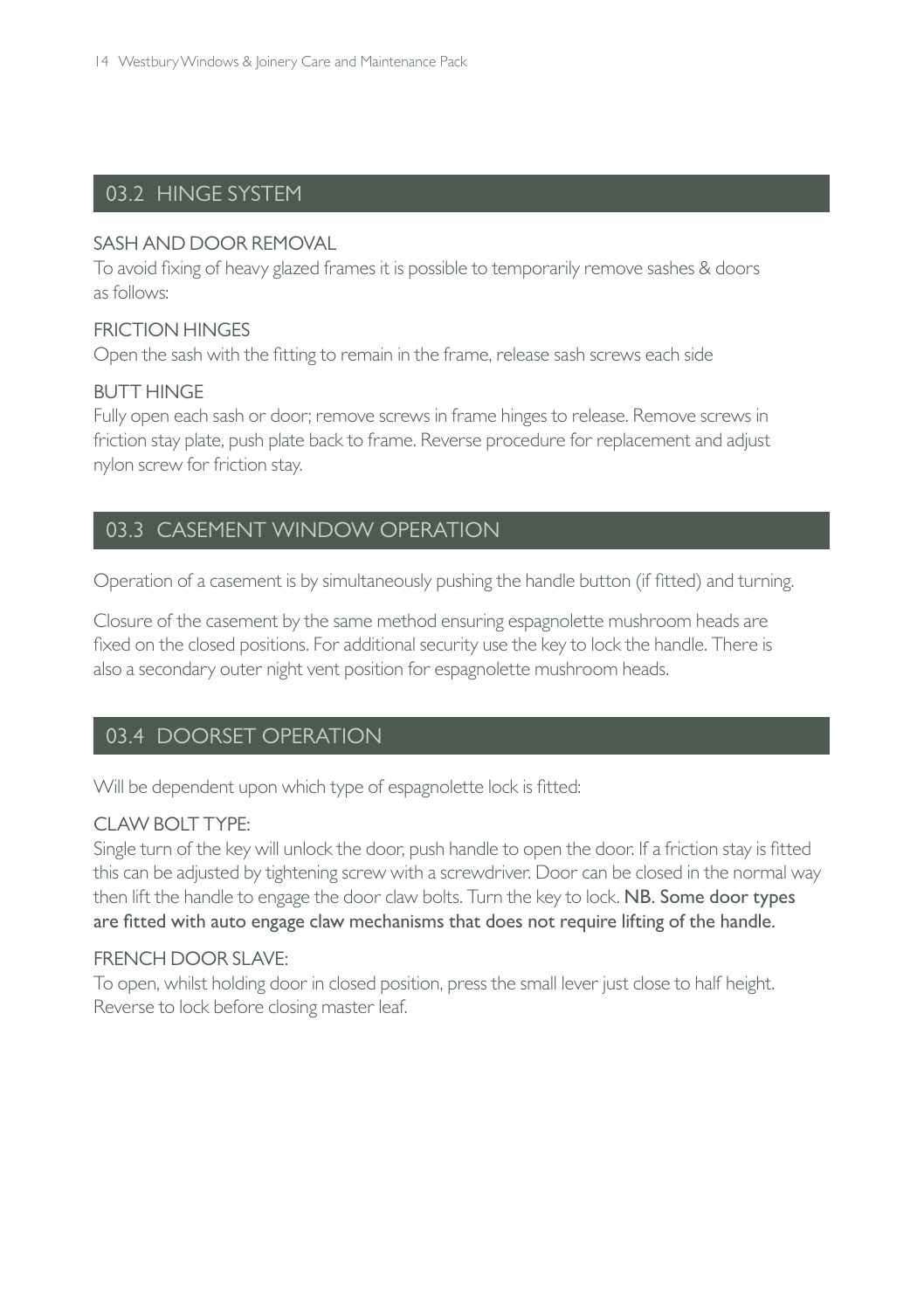## 03.2 HINGE SYSTEM

### SASH AND DOOR REMOVAL

To avoid fixing of heavy glazed frames it is possible to temporarily remove sashes & doors as follows:

### FRICTION HINGES

Open the sash with the fitting to remain in the frame, release sash screws each side

### BUTT HINGE

Fully open each sash or door; remove screws in frame hinges to release. Remove screws in friction stay plate, push plate back to frame. Reverse procedure for replacement and adjust nylon screw for friction stay.

## 03.3 CASEMENT WINDOW OPERATION

Operation of a casement is by simultaneously pushing the handle button (if fitted) and turning.

Closure of the casement by the same method ensuring espagnolette mushroom heads are fixed on the closed positions. For additional security use the key to lock the handle. There is also a secondary outer night vent position for espagnolette mushroom heads.

## 03.4 DOORSET OPERATION

Will be dependent upon which type of espagnolette lock is fitted:

### CLAW BOLT TYPE:

Single turn of the key will unlock the door, push handle to open the door. If a friction stay is fitted this can be adjusted by tightening screw with a screwdriver. Door can be closed in the normal way then lift the handle to engage the door claw bolts. Turn the key to lock. **NB. Some door types are fitted with auto engage claw mechanisms that does not require lifting of the handle.**

### FRENCH DOOR SLAVE:

To open, whilst holding door in closed position, press the small lever just close to half height. Reverse to lock before closing master leaf.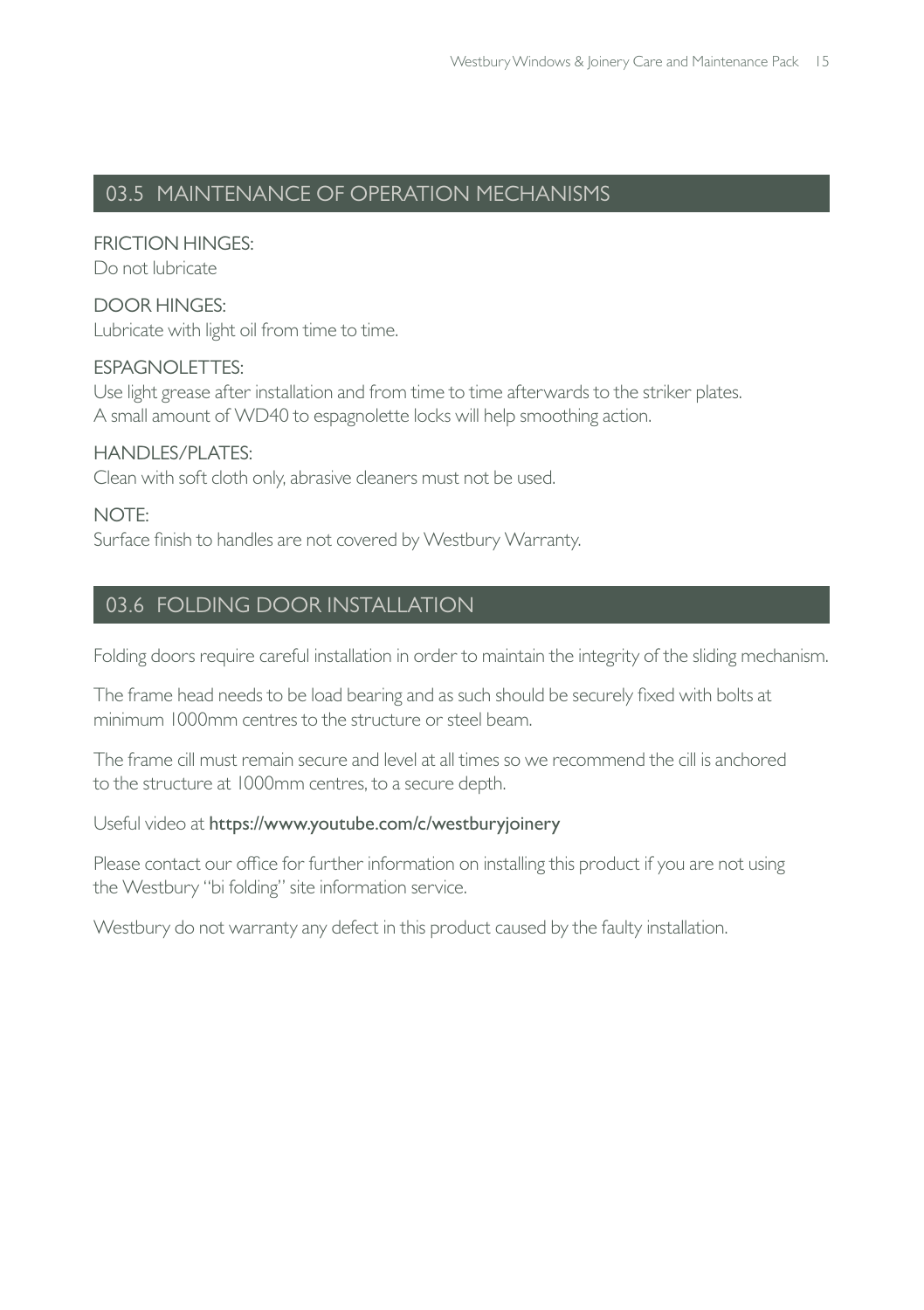## 03.5 MAINTENANCE OF OPERATION MECHANISMS

FRICTION HINGES:
Do not lubricate

DOOR HINGES:
Lubricate with light oil from time to time.

ESPAGNOLETTES:
Use light grease after installation and from time to time afterwards to the striker plates.
A small amount of WD40 to espagnolette locks will help smoothing action.

HANDLES/PLATES:
Clean with soft cloth only, abrasive cleaners must not be used.

NOTE:
Surface finish to handles are not covered by Westbury Warranty.

## 03.6 FOLDING DOOR INSTALLATION

Folding doors require careful installation in order to maintain the integrity of the sliding mechanism.

The frame head needs to be load bearing and as such should be securely fixed with bolts at minimum 1000mm centres to the structure or steel beam.

The frame cill must remain secure and level at all times so we recommend the cill is anchored to the structure at 1000mm centres, to a secure depth.

Useful video at **https://www.youtube.com/c/westburyjoinery**

Please contact our office for further information on installing this product if you are not using the Westbury "bi folding" site information service.

Westbury do not warranty any defect in this product caused by the faulty installation.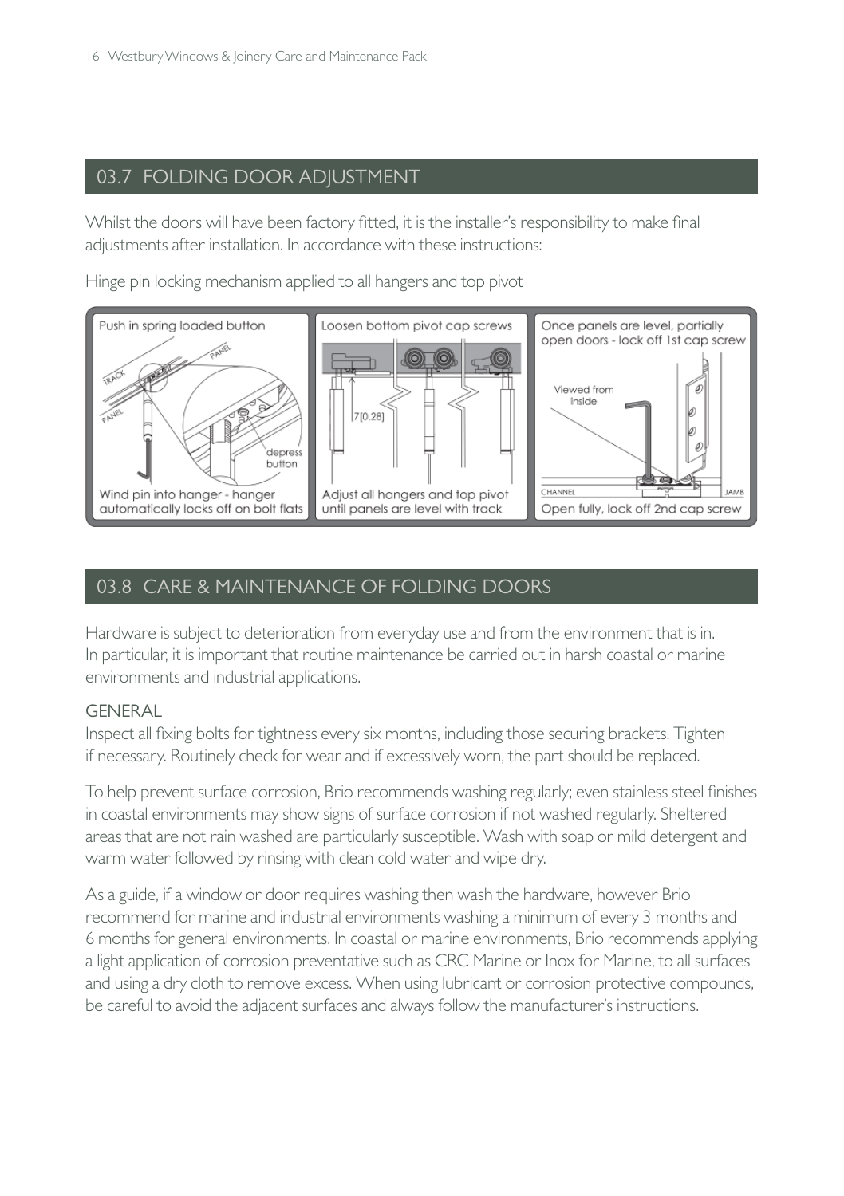## 03.7 FOLDING DOOR ADJUSTMENT

Whilst the doors will have been factory fitted, it is the installer's responsibility to make final adjustments after installation. In accordance with these instructions:

Hinge pin locking mechanism applied to all hangers and top pivot

Push in spring loaded button

depress button

Wind pin into hanger - hanger automatically locks off on bolt flats

Loosen bottom pivot cap screws

7[0.28]

Adjust all hangers and top pivot until panels are level with track

Once panels are level, partially open doors - lock off 1st cap screw

Viewed from inside

Open fully, lock off 2nd cap screw

## 03.8 CARE & MAINTENANCE OF FOLDING DOORS

Hardware is subject to deterioration from everyday use and from the environment that is in. In particular, it is important that routine maintenance be carried out in harsh coastal or marine environments and industrial applications.

### GENERAL

Inspect all fixing bolts for tightness every six months, including those securing brackets. Tighten if necessary. Routinely check for wear and if excessively worn, the part should be replaced.

To help prevent surface corrosion, Brio recommends washing regularly; even stainless steel finishes in coastal environments may show signs of surface corrosion if not washed regularly. Sheltered areas that are not rain washed are particularly susceptible. Wash with soap or mild detergent and warm water followed by rinsing with clean cold water and wipe dry.

As a guide, if a window or door requires washing then wash the hardware, however Brio recommend for marine and industrial environments washing a minimum of every 3 months and 6 months for general environments. In coastal or marine environments, Brio recommends applying a light application of corrosion preventative such as CRC Marine or Inox for Marine, to all surfaces and using a dry cloth to remove excess. When using lubricant or corrosion protective compounds, be careful to avoid the adjacent surfaces and always follow the manufacturer's instructions.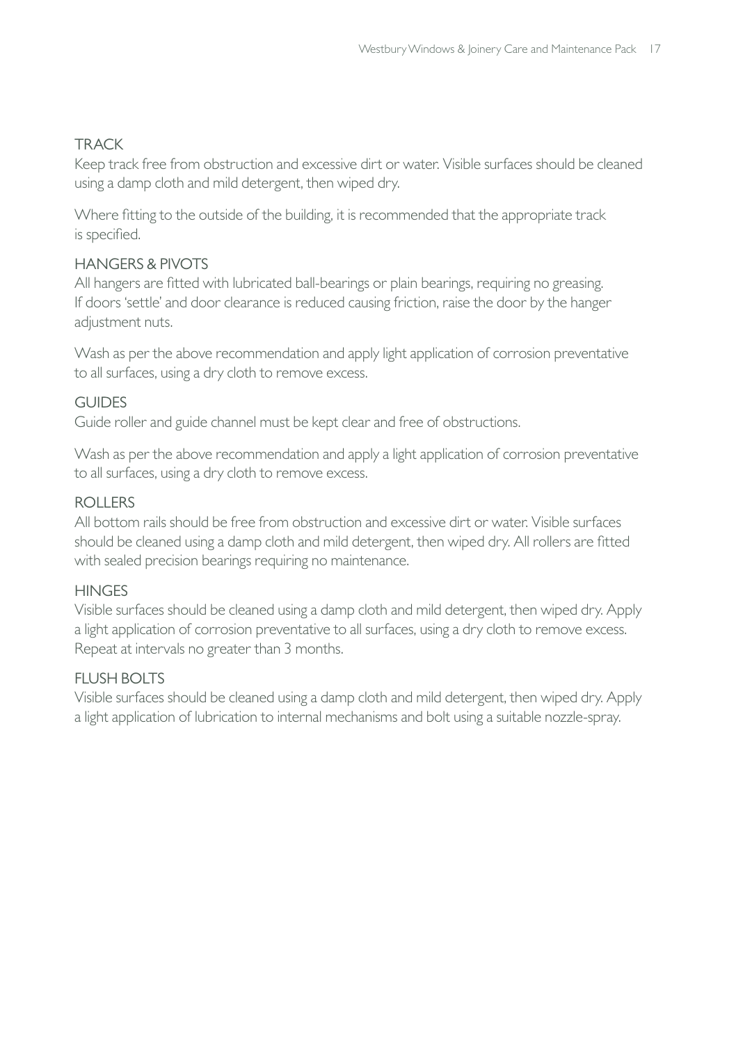## TRACK

Keep track free from obstruction and excessive dirt or water. Visible surfaces should be cleaned using a damp cloth and mild detergent, then wiped dry.

Where fitting to the outside of the building, it is recommended that the appropriate track is specified.

## HANGERS & PIVOTS

All hangers are fitted with lubricated ball-bearings or plain bearings, requiring no greasing. If doors 'settle' and door clearance is reduced causing friction, raise the door by the hanger adjustment nuts.

Wash as per the above recommendation and apply light application of corrosion preventative to all surfaces, using a dry cloth to remove excess.

## GUIDES

Guide roller and guide channel must be kept clear and free of obstructions.

Wash as per the above recommendation and apply a light application of corrosion preventative to all surfaces, using a dry cloth to remove excess.

## ROLLERS

All bottom rails should be free from obstruction and excessive dirt or water. Visible surfaces should be cleaned using a damp cloth and mild detergent, then wiped dry. All rollers are fitted with sealed precision bearings requiring no maintenance.

## HINGES

Visible surfaces should be cleaned using a damp cloth and mild detergent, then wiped dry. Apply a light application of corrosion preventative to all surfaces, using a dry cloth to remove excess. Repeat at intervals no greater than 3 months.

## FLUSH BOLTS

Visible surfaces should be cleaned using a damp cloth and mild detergent, then wiped dry. Apply a light application of lubrication to internal mechanisms and bolt using a suitable nozzle-spray.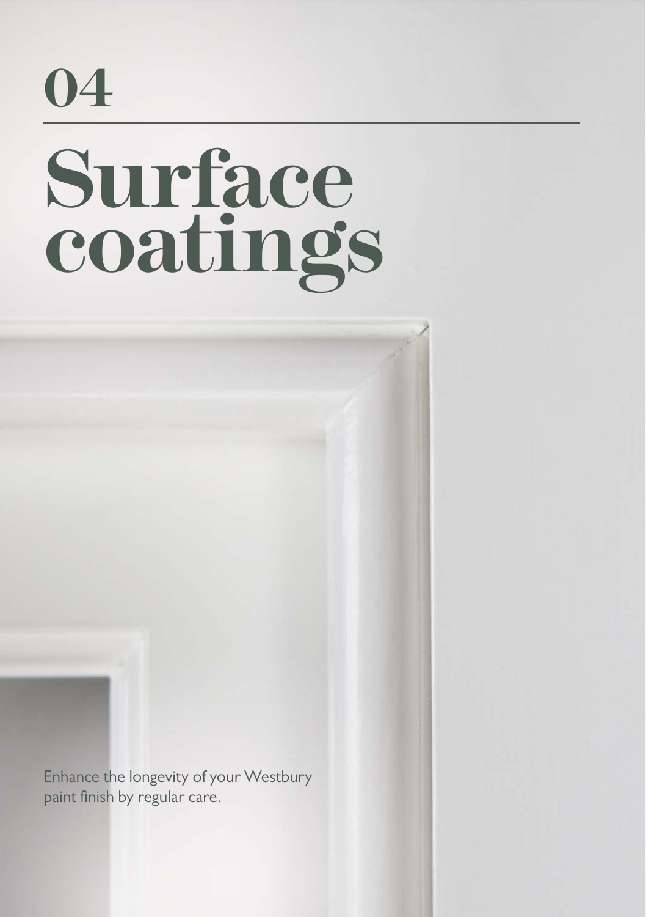04

# Surface coatings

Enhance the longevity of your Westbury paint finish by regular care.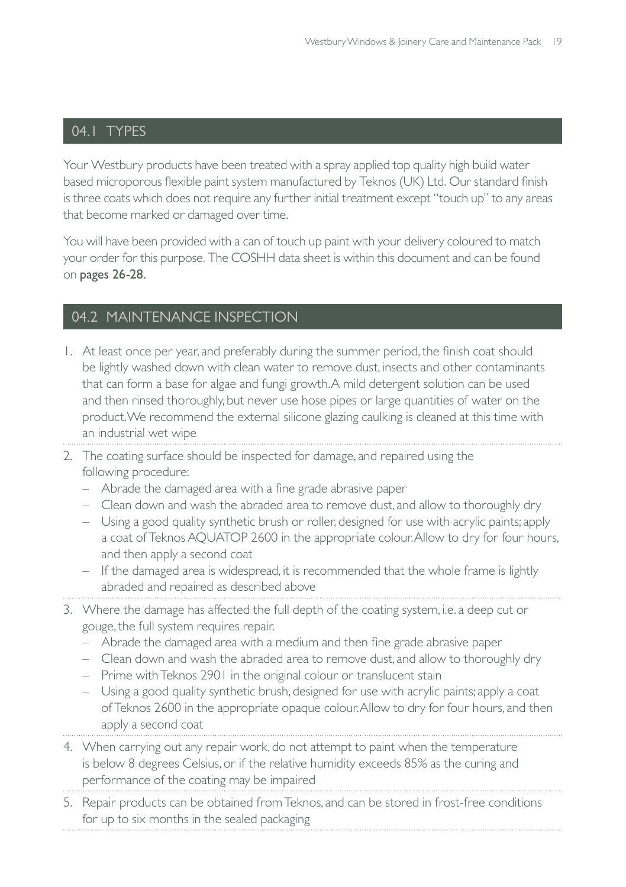## 04.1 TYPES

Your Westbury products have been treated with a spray applied top quality high build water based microporous flexible paint system manufactured by Teknos (UK) Ltd. Our standard finish is three coats which does not require any further initial treatment except "touch up" to any areas that become marked or damaged over time.

You will have been provided with a can of touch up paint with your delivery coloured to match your order for this purpose. The COSHH data sheet is within this document and can be found on **pages 26-28**.

## 04.2 MAINTENANCE INSPECTION

1. At least once per year, and preferably during the summer period, the finish coat should be lightly washed down with clean water to remove dust, insects and other contaminants that can form a base for algae and fungi growth. A mild detergent solution can be used and then rinsed thoroughly, but never use hose pipes or large quantities of water on the product. We recommend the external silicone glazing caulking is cleaned at this time with an industrial wet wipe
2. The coating surface should be inspected for damage, and repaired using the following procedure:
   - Abrade the damaged area with a fine grade abrasive paper
   - Clean down and wash the abraded area to remove dust, and allow to thoroughly dry
   - Using a good quality synthetic brush or roller, designed for use with acrylic paints; apply a coat of Teknos AQUATOP 2600 in the appropriate colour. Allow to dry for four hours, and then apply a second coat
   - If the damaged area is widespread, it is recommended that the whole frame is lightly abraded and repaired as described above
3. Where the damage has affected the full depth of the coating system, i.e. a deep cut or gouge, the full system requires repair.
   - Abrade the damaged area with a medium and then fine grade abrasive paper
   - Clean down and wash the abraded area to remove dust, and allow to thoroughly dry
   - Prime with Teknos 2901 in the original colour or translucent stain
   - Using a good quality synthetic brush, designed for use with acrylic paints; apply a coat of Teknos 2600 in the appropriate opaque colour. Allow to dry for four hours, and then apply a second coat
4. When carrying out any repair work, do not attempt to paint when the temperature is below 8 degrees Celsius, or if the relative humidity exceeds 85% as the curing and performance of the coating may be impaired
5. Repair products can be obtained from Teknos, and can be stored in frost-free conditions for up to six months in the sealed packaging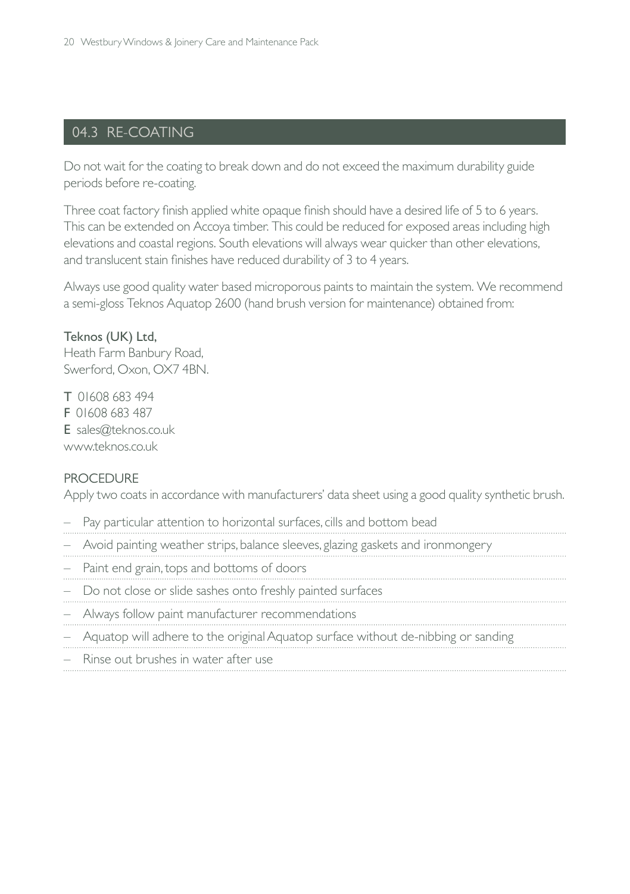## 04.3 RE-COATING

Do not wait for the coating to break down and do not exceed the maximum durability guide periods before re-coating.

Three coat factory finish applied white opaque finish should have a desired life of 5 to 6 years. This can be extended on Accoya timber. This could be reduced for exposed areas including high elevations and coastal regions. South elevations will always wear quicker than other elevations, and translucent stain finishes have reduced durability of 3 to 4 years.

Always use good quality water based microporous paints to maintain the system. We recommend a semi-gloss Teknos Aquatop 2600 (hand brush version for maintenance) obtained from:

**Teknos (UK) Ltd,**
Heath Farm Banbury Road,
Swerford, Oxon, OX7 4BN.

**T** 01608 683 494
**F** 01608 683 487
**E** sales@teknos.co.uk
www.teknos.co.uk

PROCEDURE

Apply two coats in accordance with manufacturers' data sheet using a good quality synthetic brush.

- Pay particular attention to horizontal surfaces, cills and bottom bead
- Avoid painting weather strips, balance sleeves, glazing gaskets and ironmongery
- Paint end grain, tops and bottoms of doors
- Do not close or slide sashes onto freshly painted surfaces
- Always follow paint manufacturer recommendations
- Aquatop will adhere to the original Aquatop surface without de-nibbing or sanding
- Rinse out brushes in water after use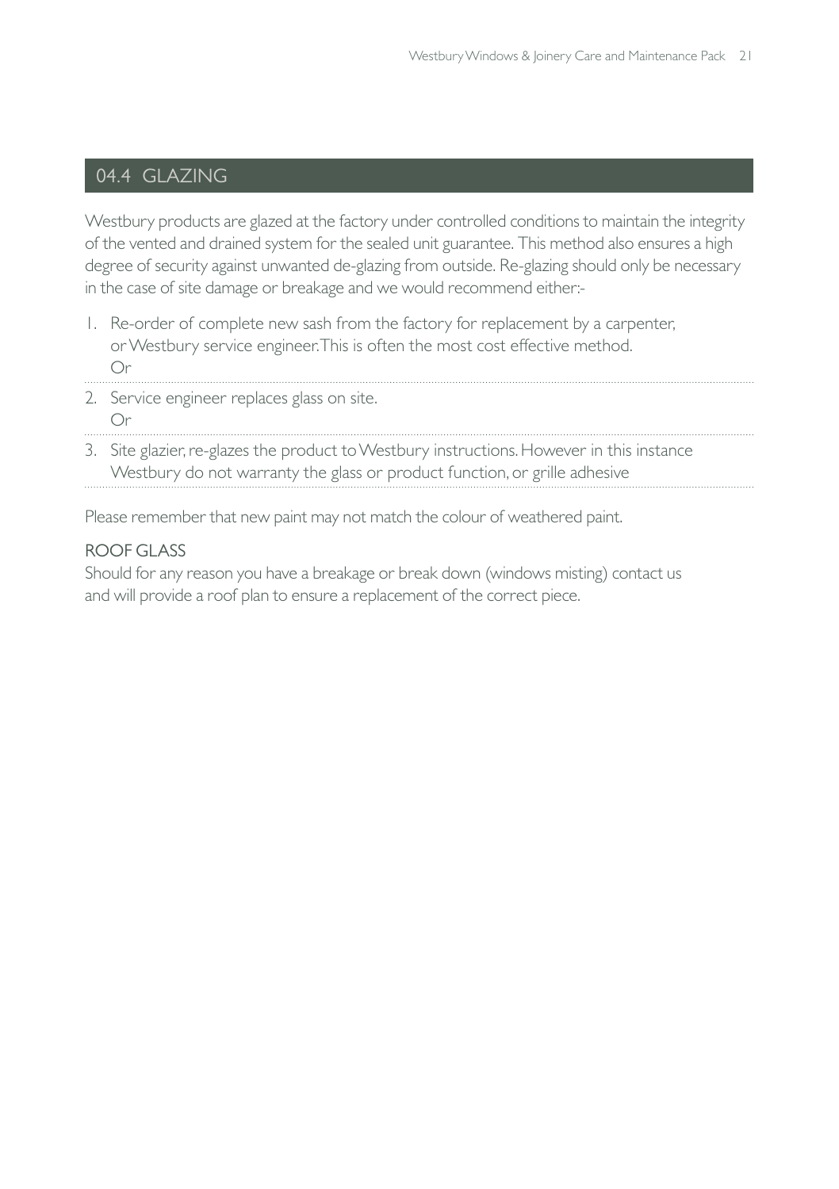## 04.4 GLAZING

Westbury products are glazed at the factory under controlled conditions to maintain the integrity of the vented and drained system for the sealed unit guarantee. This method also ensures a high degree of security against unwanted de-glazing from outside. Re-glazing should only be necessary in the case of site damage or breakage and we would recommend either:-

1. Re-order of complete new sash from the factory for replacement by a carpenter, or Westbury service engineer. This is often the most cost effective method.
   Or
2. Service engineer replaces glass on site.
   Or
3. Site glazier, re-glazes the product to Westbury instructions. However in this instance Westbury do not warranty the glass or product function, or grille adhesive

Please remember that new paint may not match the colour of weathered paint.

ROOF GLASS

Should for any reason you have a breakage or break down (windows misting) contact us and will provide a roof plan to ensure a replacement of the correct piece.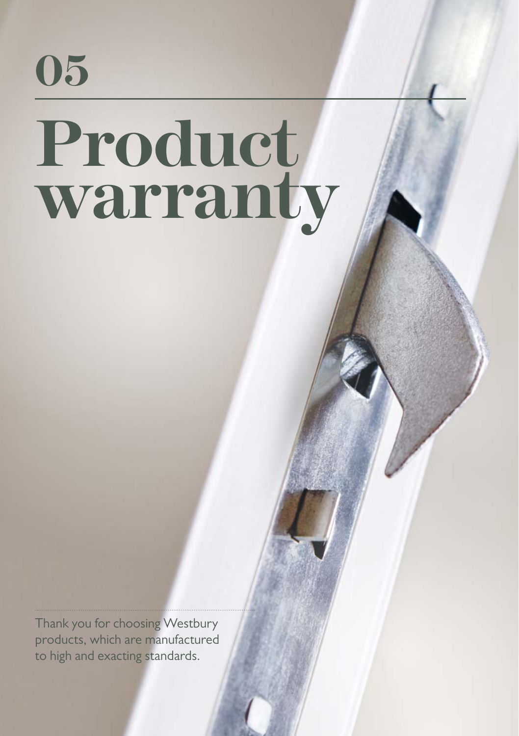05

# Product warranty

Thank you for choosing Westbury products, which are manufactured to high and exacting standards.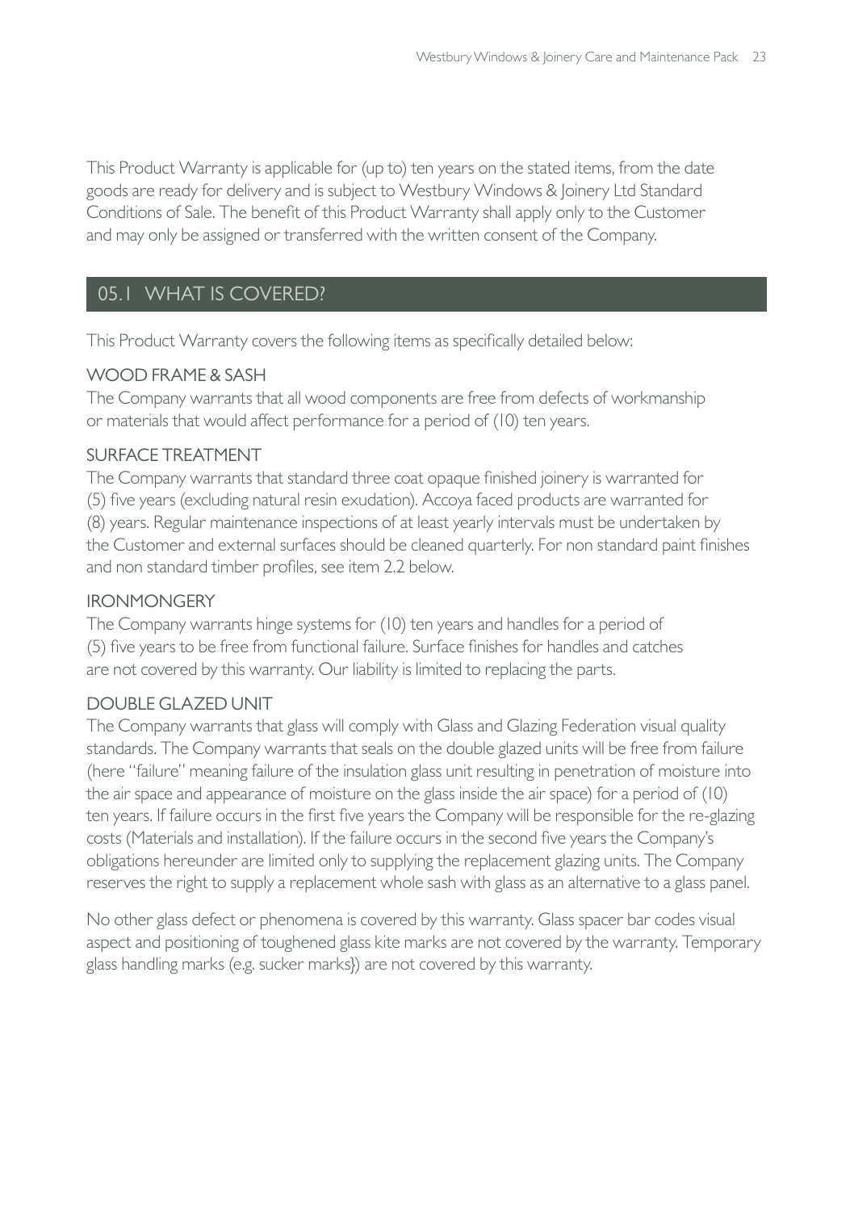This Product Warranty is applicable for (up to) ten years on the stated items, from the date goods are ready for delivery and is subject to Westbury Windows & Joinery Ltd Standard Conditions of Sale. The benefit of this Product Warranty shall apply only to the Customer and may only be assigned or transferred with the written consent of the Company.

## 05.1 WHAT IS COVERED?

This Product Warranty covers the following items as specifically detailed below:

### WOOD FRAME & SASH

The Company warrants that all wood components are free from defects of workmanship or materials that would affect performance for a period of (10) ten years.

### SURFACE TREATMENT

The Company warrants that standard three coat opaque finished joinery is warranted for (5) five years (excluding natural resin exudation). Accoya faced products are warranted for (8) years. Regular maintenance inspections of at least yearly intervals must be undertaken by the Customer and external surfaces should be cleaned quarterly. For non standard paint finishes and non standard timber profiles, see item 2.2 below.

### IRONMONGERY

The Company warrants hinge systems for (10) ten years and handles for a period of (5) five years to be free from functional failure. Surface finishes for handles and catches are not covered by this warranty. Our liability is limited to replacing the parts.

### DOUBLE GLAZED UNIT

The Company warrants that glass will comply with Glass and Glazing Federation visual quality standards. The Company warrants that seals on the double glazed units will be free from failure (here "failure" meaning failure of the insulation glass unit resulting in penetration of moisture into the air space and appearance of moisture on the glass inside the air space) for a period of (10) ten years. If failure occurs in the first five years the Company will be responsible for the re-glazing costs (Materials and installation). If the failure occurs in the second five years the Company's obligations hereunder are limited only to supplying the replacement glazing units. The Company reserves the right to supply a replacement whole sash with glass as an alternative to a glass panel.

No other glass defect or phenomena is covered by this warranty. Glass spacer bar codes visual aspect and positioning of toughened glass kite marks are not covered by the warranty. Temporary glass handling marks (e.g. sucker marks}) are not covered by this warranty.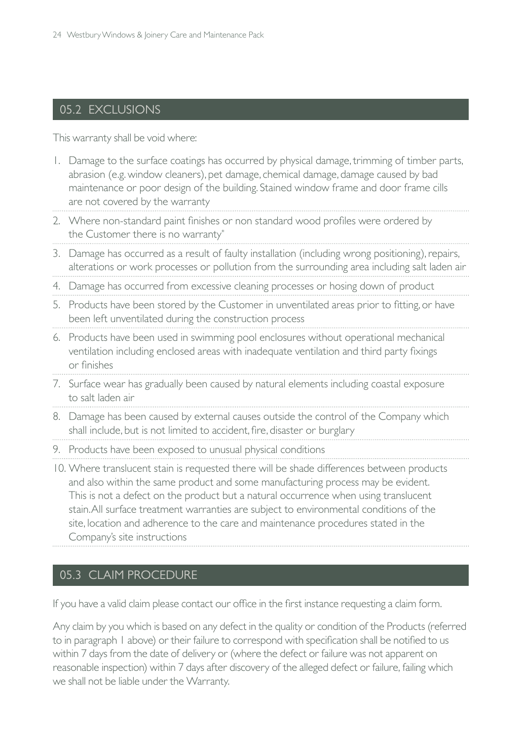## 05.2 EXCLUSIONS

This warranty shall be void where:

1. Damage to the surface coatings has occurred by physical damage, trimming of timber parts, abrasion (e.g. window cleaners), pet damage, chemical damage, damage caused by bad maintenance or poor design of the building. Stained window frame and door frame cills are not covered by the warranty
2. Where non-standard paint finishes or non standard wood profiles were ordered by the Customer there is no warranty*
3. Damage has occurred as a result of faulty installation (including wrong positioning), repairs, alterations or work processes or pollution from the surrounding area including salt laden air
4. Damage has occurred from excessive cleaning processes or hosing down of product
5. Products have been stored by the Customer in unventilated areas prior to fitting, or have been left unventilated during the construction process
6. Products have been used in swimming pool enclosures without operational mechanical ventilation including enclosed areas with inadequate ventilation and third party fixings or finishes
7. Surface wear has gradually been caused by natural elements including coastal exposure to salt laden air
8. Damage has been caused by external causes outside the control of the Company which shall include, but is not limited to accident, fire, disaster or burglary
9. Products have been exposed to unusual physical conditions
10. Where translucent stain is requested there will be shade differences between products and also within the same product and some manufacturing process may be evident. This is not a defect on the product but a natural occurrence when using translucent stain. All surface treatment warranties are subject to environmental conditions of the site, location and adherence to the care and maintenance procedures stated in the Company's site instructions

## 05.3 CLAIM PROCEDURE

If you have a valid claim please contact our office in the first instance requesting a claim form.

Any claim by you which is based on any defect in the quality or condition of the Products (referred to in paragraph 1 above) or their failure to correspond with specification shall be notified to us within 7 days from the date of delivery or (where the defect or failure was not apparent on reasonable inspection) within 7 days after discovery of the alleged defect or failure, failing which we shall not be liable under the Warranty.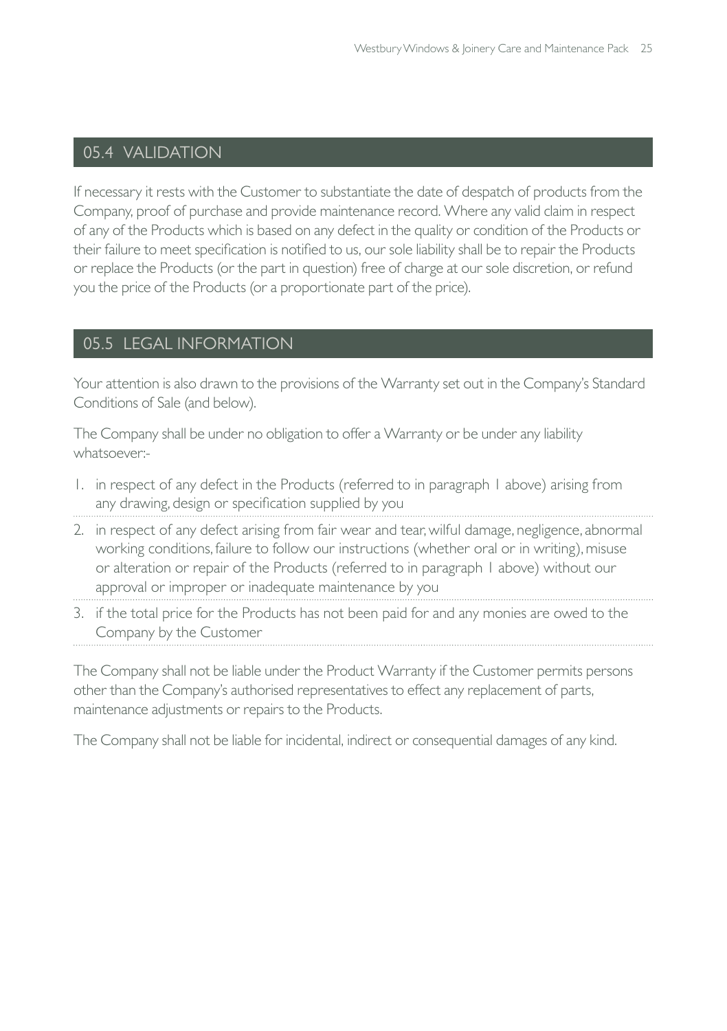## 05.4 VALIDATION

If necessary it rests with the Customer to substantiate the date of despatch of products from the Company, proof of purchase and provide maintenance record. Where any valid claim in respect of any of the Products which is based on any defect in the quality or condition of the Products or their failure to meet specification is notified to us, our sole liability shall be to repair the Products or replace the Products (or the part in question) free of charge at our sole discretion, or refund you the price of the Products (or a proportionate part of the price).

## 05.5 LEGAL INFORMATION

Your attention is also drawn to the provisions of the Warranty set out in the Company's Standard Conditions of Sale (and below).

The Company shall be under no obligation to offer a Warranty or be under any liability whatsoever:-

1. in respect of any defect in the Products (referred to in paragraph 1 above) arising from any drawing, design or specification supplied by you
2. in respect of any defect arising from fair wear and tear, wilful damage, negligence, abnormal working conditions, failure to follow our instructions (whether oral or in writing), misuse or alteration or repair of the Products (referred to in paragraph 1 above) without our approval or improper or inadequate maintenance by you
3. if the total price for the Products has not been paid for and any monies are owed to the Company by the Customer

The Company shall not be liable under the Product Warranty if the Customer permits persons other than the Company's authorised representatives to effect any replacement of parts, maintenance adjustments or repairs to the Products.

The Company shall not be liable for incidental, indirect or consequential damages of any kind.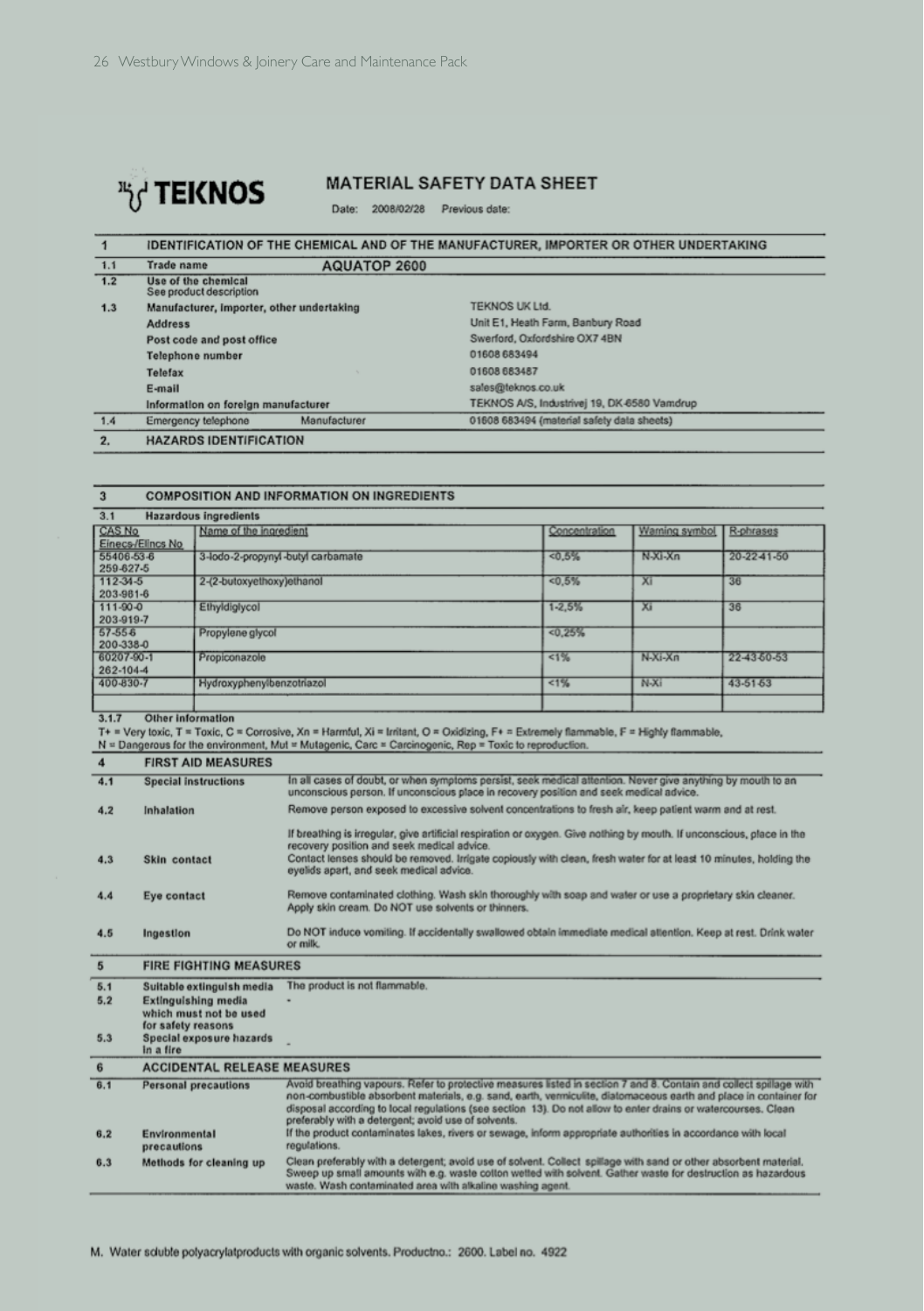# TEKNOS

## MATERIAL SAFETY DATA SHEET

Date: 2008/02/28 Previous date:

| | | |
|---|---|---|
| **1** | **IDENTIFICATION OF THE CHEMICAL AND OF THE MANUFACTURER, IMPORTER OR OTHER UNDERTAKING** | |
| 1.1 | **Trade name** | **AQUATOP 2600** |
| 1.2 | **Use of the chemical** See product description | |
| 1.3 | **Manufacturer, importer, other undertaking** | TEKNOS UK Ltd. |
| | **Address** | Unit E1, Heath Farm, Banbury Road |
| | **Post code and post office** | Swerford, Oxfordshire OX7 4BN |
| | **Telephone number** | 01608 683494 |
| | **Telefax** | 01608 683487 |
| | **E-mail** | sales@teknos.co.uk |
| | **Information on foreign manufacturer** | TEKNOS A/S, Industrivej 19, DK-6580 Vamdrup |
| 1.4 | Emergency telephone Manufacturer | 01608 683494 (material safety data sheets) |
| **2.** | **HAZARDS IDENTIFICATION** | |

### 3 COMPOSITION AND INFORMATION ON INGREDIENTS

**3.1 Hazardous ingredients**

| CAS No Einecs-/Elincs No | Name of the ingredient | Concentration | Warning symbol | R-phrases |
|---|---|---|---|---|
| 55406-53-6 259-627-5 | 3-Iodo-2-propynyl-butyl carbamate | <0,5% | N-Xi-Xn | 20-22-41-50 |
| 112-34-5 203-961-6 | 2-(2-butoxyethoxy)ethanol | <0,5% | Xi | 36 |
| 111-90-0 203-919-7 | Ethyldiglycol | 1-2,5% | Xi | 36 |
| 57-55-6 200-338-0 | Propylene glycol | <0,25% | | |
| 60207-90-1 262-104-4 | Propiconazole | <1% | N-Xi-Xn | 22-43-50-53 |
| 400-830-7 | Hydroxyphenylbenzotriazol | <1% | N-Xi | 43-51-53 |
| | | | | |

**3.1.7 Other information**

T+ = Very toxic, T = Toxic, C = Corrosive, Xn = Harmful, Xi = Irritant, O = Oxidizing, F+ = Extremely flammable, F = Highly flammable, N = Dangerous for the environment, Mut = Mutagenic, Carc = Carcinogenic, Rep = Toxic to reproduction.

### 4 FIRST AID MEASURES

| | | |
|---|---|---|
| 4.1 | **Special instructions** | In all cases of doubt, or when symptoms persist, seek medical attention. Never give anything by mouth to an unconscious person. If unconscious place in recovery position and seek medical advice. |
| 4.2 | **Inhalation** | Remove person exposed to excessive solvent concentrations to fresh air, keep patient warm and at rest. If breathing is irregular, give artificial respiration or oxygen. Give nothing by mouth. If unconscious, place in the recovery position and seek medical advice. |
| 4.3 | **Skin contact** | Contact lenses should be removed. Irrigate copiously with clean, fresh water for at least 10 minutes, holding the eyelids apart, and seek medical advice. |
| 4.4 | **Eye contact** | Remove contaminated clothing. Wash skin thoroughly with soap and water or use a proprietary skin cleaner. Apply skin cream. Do NOT use solvents or thinners. |
| 4.5 | **Ingestion** | Do NOT induce vomiting. If accidentally swallowed obtain immediate medical attention. Keep at rest. Drink water or milk. |

### 5 FIRE FIGHTING MEASURES

| | | |
|---|---|---|
| 5.1 | **Suitable extinguish media** | The product is not flammable. |
| 5.2 | **Extinguishing media which must not be used for safety reasons** | - |
| 5.3 | **Special exposure hazards in a fire** | - |

### 6 ACCIDENTAL RELEASE MEASURES

| | | |
|---|---|---|
| 6.1 | **Personal precautions** | Avoid breathing vapours. Refer to protective measures listed in section 7 and 8. Contain and collect spillage with non-combustible absorbent materials, e.g. sand, earth, vermiculite, diatomaceous earth and place in container for disposal according to local regulations (see section 13). Do not allow to enter drains or watercourses. Clean preferably with a detergent; avoid use of solvents. |
| 6.2 | **Environmental precautions** | If the product contaminates lakes, rivers or sewage, inform appropriate authorities in accordance with local regulations. |
| 6.3 | **Methods for cleaning up** | Clean preferably with a detergent; avoid use of solvent. Collect spillage with sand or other absorbent material. Sweep up small amounts with e.g. waste cotton wetted with solvent. Gather waste for destruction as hazardous waste. Wash contaminated area with alkaline washing agent. |

M. Water soluble polyacrylatproducts with organic solvents. Productno.: 2600. Label no. 4922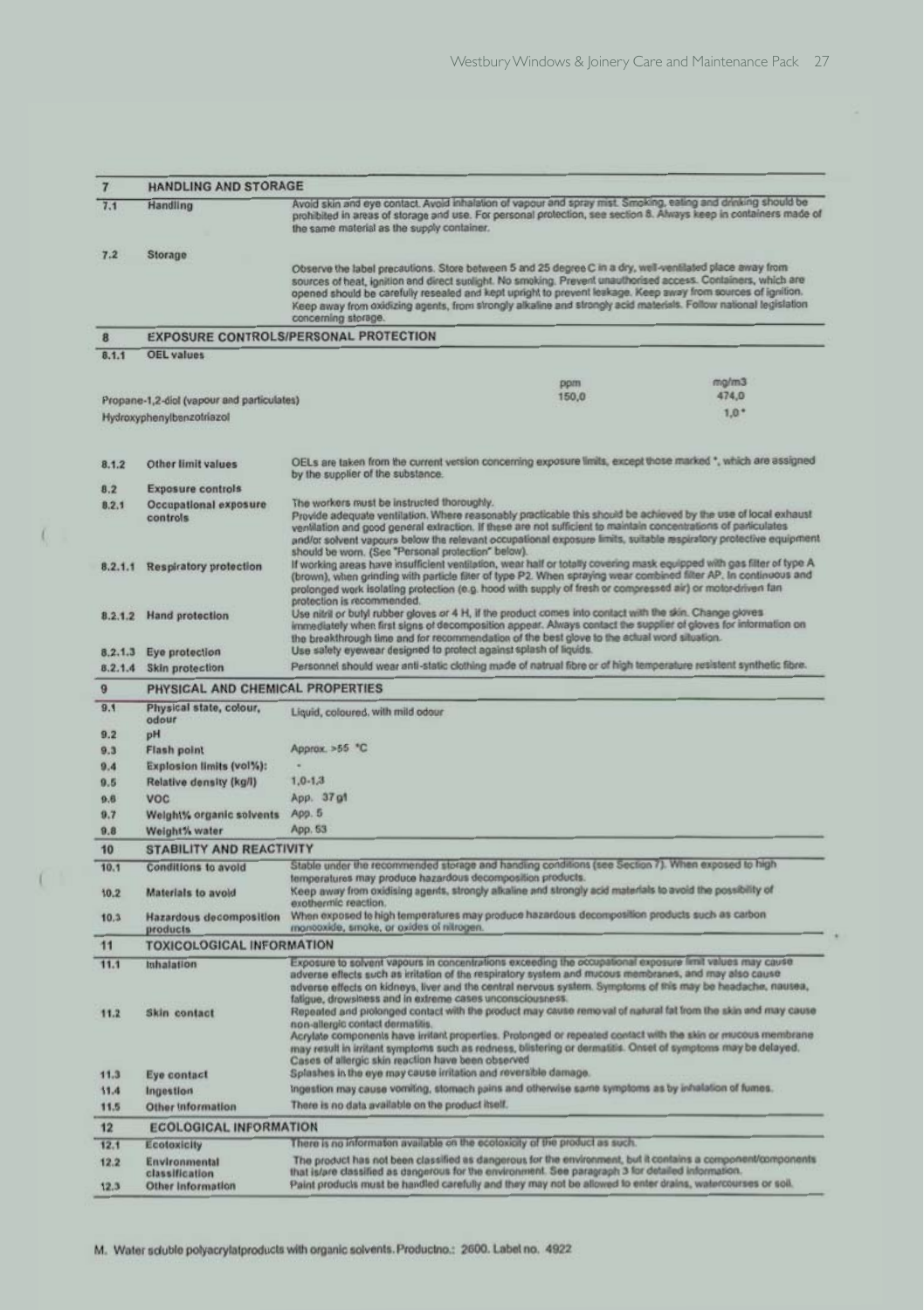| 7 | HANDLING AND STORAGE | |
|---|---|---|
| 7.1 | Handling | Avoid skin and eye contact. Avoid inhalation of vapour and spray mist. Smoking, eating and drinking should be prohibited in areas of storage and use. For personal protection, see section 8. Always keep in containers made of the same material as the supply container. |
| 7.2 | Storage | Observe the label precautions. Store between 5 and 25 degree C in a dry, well-ventilated place away from sources of heat, ignition and direct sunlight. No smoking. Prevent unauthorised access. Containers, which are opened should be carefully resealed and kept upright to prevent leakage. Keep away from sources of ignition. Keep away from oxidizing agents, from strongly alkaline and strongly acid materials. Follow national legislation concerning storage. |

| 8 | EXPOSURE CONTROLS/PERSONAL PROTECTION | |
|---|---|---|
| 8.1.1 | OEL values | |

| | ppm | mg/m3 |
|---|---|---|
| Propane-1,2-diol (vapour and particulates) | 150,0 | 474,0 |
| Hydroxyphenylbenzotriazol | | 1,0 * |

| | | |
|---|---|---|
| 8.1.2 | Other limit values | OELs are taken from the current version concerning exposure limits, except those marked *, which are assigned by the supplier of the substance. |
| 8.2 | Exposure controls | |
| 8.2.1 | Occupational exposure controls | The workers must be instructed thoroughly. Provide adequate ventilation. Where reasonably practicable this should be achieved by the use of local exhaust ventilation and good general extraction. If these are not sufficient to maintain concentrations of particulates and/or solvent vapours below the relevant occupational exposure limits, suitable respiratory protective equipment should be worn. (See "Personal protection" below). |
| 8.2.1.1 | Respiratory protection | If working areas have insufficient ventilation, wear half or totally covering mask equipped with gas filter of type A (brown), when grinding with particle filter of type P2. When spraying wear combined filter AP. In continuous and prolonged work isolating protection (e.g. hood with supply of fresh or compressed air) or motor-driven fan protection is recommended. |
| 8.2.1.2 | Hand protection | Use nitril or butyl rubber gloves or 4 H, if the product comes into contact with the skin. Change gloves immediately when first signs of decomposition appear. Always contact the supplier of gloves for information on the breakthrough time and for recommendation of the best glove to the actual word situation. |
| 8.2.1.3 | Eye protection | Use safety eyewear designed to protect against splash of liquids. |
| 8.2.1.4 | Skin protection | Personnel should wear anti-static clothing made of natrual fibre or of high temperature resistent synthetic fibre. |

| 9 | PHYSICAL AND CHEMICAL PROPERTIES | |
|---|---|---|
| 9.1 | Physical state, colour, odour | Liquid, coloured, with mild odour |
| 9.2 | pH | |
| 9.3 | Flash point | Approx. >55 °C |
| 9.4 | Explosion limits (vol%): | - |
| 9.5 | Relative density (kg/l) | 1,0-1,3 |
| 9.6 | VOC | App. 37 g/l |
| 9.7 | Weight% organic solvents | App. 5 |
| 9.8 | Weight% water | App. 53 |

| 10 | STABILITY AND REACTIVITY | |
|---|---|---|
| 10.1 | Conditions to avoid | Stable under the recommended storage and handling conditions (see Section 7). When exposed to high temperatures may produce hazardous decomposition products. |
| 10.2 | Materials to avoid | Keep away from oxidising agents, strongly alkaline and strongly acid materials to avoid the possibility of exothermic reaction. |
| 10.3 | Hazardous decomposition products | When exposed to high temperatures may produce hazardous decomposition products such as carbon monooxide, smoke, or oxides of nitrogen. |

| 11 | TOXICOLOGICAL INFORMATION | |
|---|---|---|
| 11.1 | Inhalation | Exposure to solvent vapours in concentrations exceeding the occupational exposure limit values may cause adverse effects such as irritation of the respiratory system and mucous membranes, and may also cause adverse effects on kidneys, liver and the central nervous system. Symptoms of this may be headache, nausea, fatigue, drowsiness and in extreme cases unconsciousness. |
| 11.2 | Skin contact | Repeated and prolonged contact with the product may cause removal of natural fat from the skin and may cause non-allergic contact dermatitis. Acrylate components have irritant properties. Prolonged or repeated contact with the skin or mucous membrane may result in irritant symptoms such as redness, blistering or dermatitis. Onset of symptoms may be delayed. Cases of allergic skin reaction have been observed |
| 11.3 | Eye contact | Splashes in the eye may cause irritation and reversible damage. |
| 11.4 | Ingestion | Ingestion may cause vomiting, stomach pains and otherwise same symptoms as by inhalation of fumes. |
| 11.5 | Other information | There is no data available on the product itself. |

| 12 | ECOLOGICAL INFORMATION | |
|---|---|---|
| 12.1 | Ecotoxicity | There is no information available on the ecotoxicity of the product as such. |
| 12.2 | Environmental classification | The product has not been classified as dangerous for the environment, but it contains a component/components that is/are classified as dangerous for the environment. See paragraph 3 for detailed information. |
| 12.3 | Other information | Paint products must be handled carefully and they may not be allowed to enter drains, watercourses or soil. |

M. Water soluble polyacrylatproducts with organic solvents. Productno.: 2600. Label no. 4922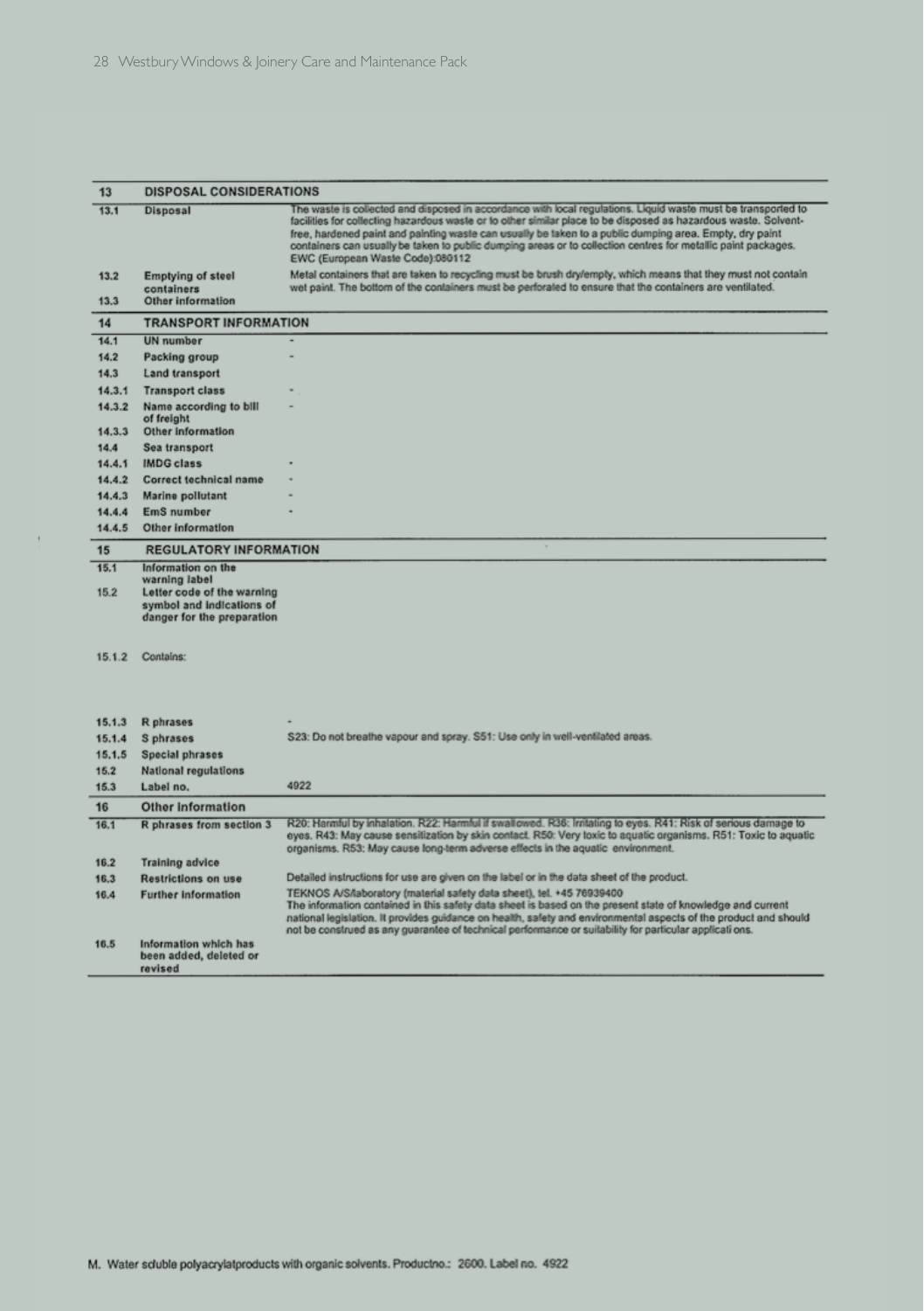| 13 | DISPOSAL CONSIDERATIONS | |
|---|---|---|
| 13.1 | Disposal | The waste is collected and disposed in accordance with local regulations. Liquid waste must be transported to facilities for collecting hazardous waste or to other similar place to be disposed as hazardous waste. Solvent-free, hardened paint and painting waste can usually be taken to a public dumping area. Empty, dry paint containers can usually be taken to public dumping areas or to collection centres for metallic paint packages. EWC (European Waste Code):080112 |
| 13.2 | Emptying of steel containers | Metal containers that are taken to recycling must be brush dry/empty, which means that they must not contain wet paint. The bottom of the containers must be perforated to ensure that the containers are ventilated. |
| 13.3 | Other information | |

| 14 | TRANSPORT INFORMATION | |
|---|---|---|
| 14.1 | UN number | - |
| 14.2 | Packing group | - |
| 14.3 | Land transport | |
| 14.3.1 | Transport class | - |
| 14.3.2 | Name according to bill of freight | - |
| 14.3.3 | Other information | |
| 14.4 | Sea transport | |
| 14.4.1 | IMDG class | - |
| 14.4.2 | Correct technical name | - |
| 14.4.3 | Marine pollutant | - |
| 14.4.4 | EmS number | - |
| 14.4.5 | Other information | |

| 15 | REGULATORY INFORMATION | |
|---|---|---|
| 15.1 | Information on the warning label | |
| 15.2 | Letter code of the warning symbol and indications of danger for the preparation | |
| 15.1.2 | Contains: | |
| 15.1.3 | R phrases | - |
| 15.1.4 | S phrases | S23: Do not breathe vapour and spray. S51: Use only in well-ventilated areas. |
| 15.1.5 | Special phrases | |
| 15.2 | National regulations | |
| 15.3 | Label no. | 4922 |

| 16 | Other information | |
|---|---|---|
| 16.1 | R phrases from section 3 | R20: Harmful by inhalation. R22: Harmful if swallowed. R36: Irritating to eyes. R41: Risk of serious damage to eyes. R43: May cause sensitization by skin contact. R50: Very toxic to aquatic organisms. R51: Toxic to aquatic organisms. R53: May cause long-term adverse effects in the aquatic environment. |
| 16.2 | Training advice | |
| 16.3 | Restrictions on use | Detailed instructions for use are given on the label or in the data sheet of the product. |
| 16.4 | Further information | TEKNOS A/S/laboratory (material safety data sheet), tel. +45 76939400<br>The information contained in this safety data sheet is based on the present state of knowledge and current national legislation. It provides guidance on health, safety and environmental aspects of the product and should not be construed as any guarantee of technical performance or suitability for particular applications. |
| 16.5 | Information which has been added, deleted or revised | |

M. Water soluble polyacrylatproducts with organic solvents. Productno.: 2600. Label no. 4922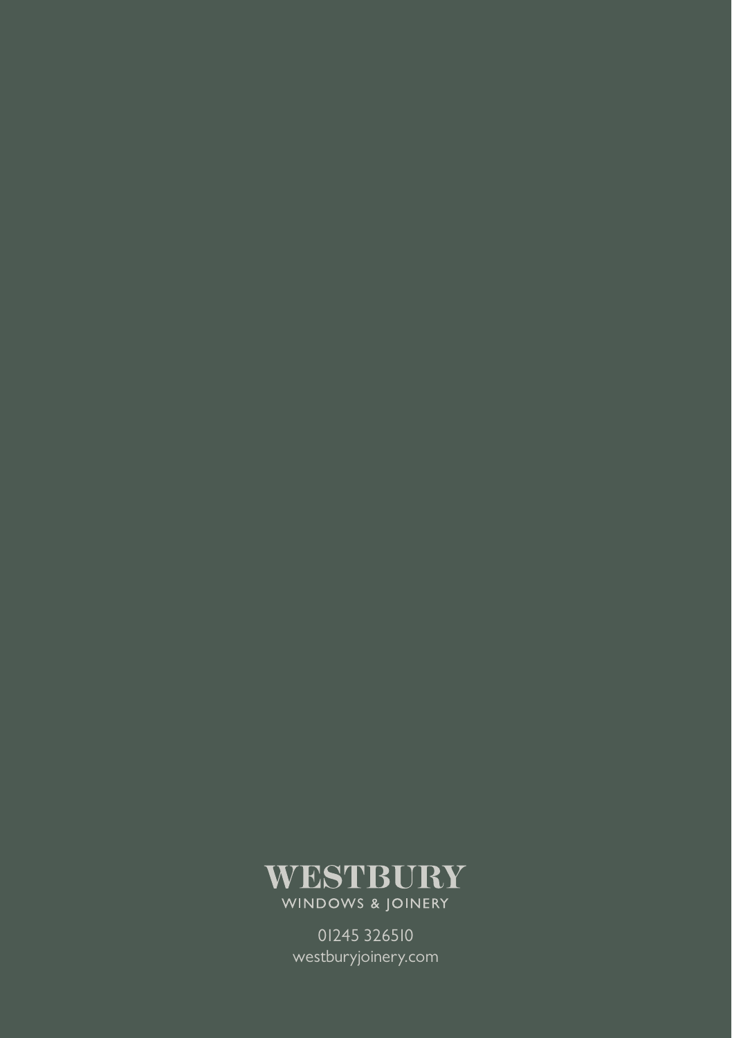WESTBURY

WINDOWS & JOINERY

01245 326510

westburyjoinery.com